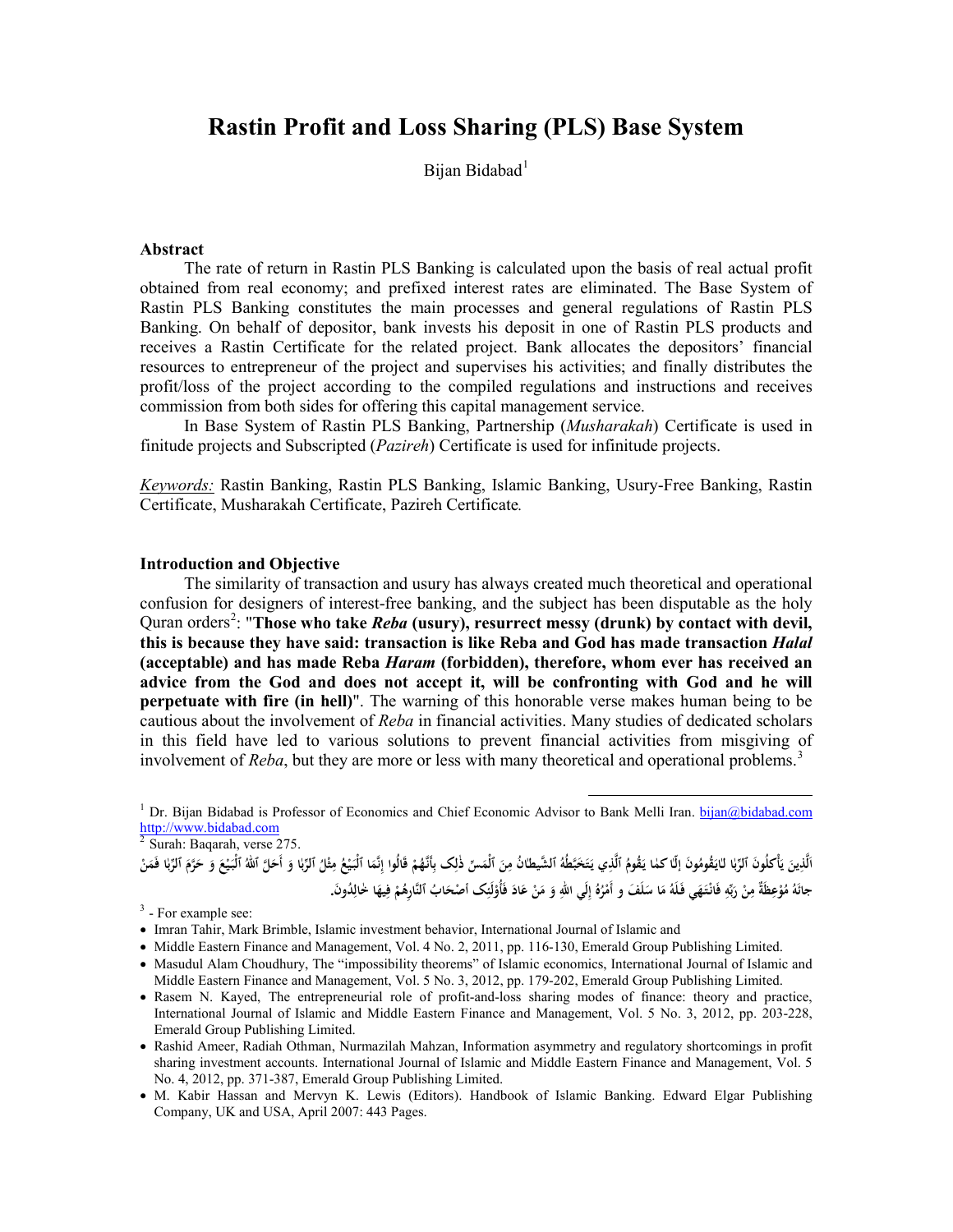# Rastin Profit and Loss Sharing (PLS) Base System

Bijan Bidabad[1]

### Abstract

The rate of return in Rastin PLS Banking is calculated upon the basis of real actual profit obtained from real economy; and prefixed interest rates are eliminated. The Base System of Rastin PLS Banking constitutes the main processes and general regulations of Rastin PLS Banking. On behalf of depositor, bank invests his deposit in one of Rastin PLS products and receives a Rastin Certificate for the related project. Bank allocates the depositors' financial resources to entrepreneur of the project and supervises his activities; and finally distributes the profit/loss of the project according to the compiled regulations and instructions and receives commission from both sides for offering this capital management service.

In Base System of Rastin PLS Banking, Partnership (*Musharakah*) Certificate is used in finitude projects and Subscripted (*Pazireh*) Certificate is used for infinitude projects.

*Keywords:* Rastin Banking, Rastin PLS Banking, Islamic Banking, Usury-Free Banking, Rastin Certificate, Musharakah Certificate, Pazireh Certificate.

### Introduction and Objective

The similarity of transaction and usury has always created much theoretical and operational confusion for designers of interest-free banking, and the subject has been disputable as the holy Quran orders[2]: "**Those who take *Reba* (usury), resurrect messy (drunk) by contact with devil, this is because they have said: transaction is like Reba and God has made transaction *Halal* (acceptable) and has made Reba *Haram* (forbidden), therefore, whom ever has received an advice from the God and does not accept it, will be confronting with God and he will perpetuate with fire (in hell)**". The warning of this honorable verse makes human being to be cautious about the involvement of *Reba* in financial activities. Many studies of dedicated scholars in this field have led to various solutions to prevent financial activities from misgiving of involvement of *Reba*, but they are more or less with many theoretical and operational problems.[3]

---

[1] Dr. Bijan Bidabad is Professor of Economics and Chief Economic Advisor to Bank Melli Iran. bijan@bidabad.com http://www.bidabad.com

[2] Surah: Baqarah, verse 275.

الَّذِينَ يَأْكُلُونَ الرِّبا لايَقُومُونَ إِلّا كما يَقُومُ الَّذِي يَتَخَبَّطُهُ الشَّيطانُ مِنَ الْمَسّ ذلِک بِأَنَّهُمْ قالُوا إِنَّما الْبَيْعُ مِثْلُ الرِّبا وَ أَحَلَّ اللهُ الْبَيْعَ وَ حَرَّمَ الرِّبا فَمَنْ جاءَهُ مَوْعِظَةٌ مِنْ رَبِّهِ فَانْتَهَى فَلَهُ ما سَلَفَ و أَمْرُهُ إِلَى اللهِ وَ مَنْ عادَ فَأُوْلَئِک أَصْحابُ النّارِهُمْ فِيها خالِدُونَ.

[3] - For example see:

- Imran Tahir, Mark Brimble, Islamic investment behavior, International Journal of Islamic and
- Middle Eastern Finance and Management, Vol. 4 No. 2, 2011, pp. 116-130, Emerald Group Publishing Limited.
- Masudul Alam Choudhury, The "impossibility theorems" of Islamic economics, International Journal of Islamic and Middle Eastern Finance and Management, Vol. 5 No. 3, 2012, pp. 179-202, Emerald Group Publishing Limited.
- Rasem N. Kayed, The entrepreneurial role of profit-and-loss sharing modes of finance: theory and practice, International Journal of Islamic and Middle Eastern Finance and Management, Vol. 5 No. 3, 2012, pp. 203-228, Emerald Group Publishing Limited.
- Rashid Ameer, Radiah Othman, Nurmazilah Mahzan, Information asymmetry and regulatory shortcomings in profit sharing investment accounts. International Journal of Islamic and Middle Eastern Finance and Management, Vol. 5 No. 4, 2012, pp. 371-387, Emerald Group Publishing Limited.
- M. Kabir Hassan and Mervyn K. Lewis (Editors). Handbook of Islamic Banking. Edward Elgar Publishing Company, UK and USA, April 2007: 443 Pages.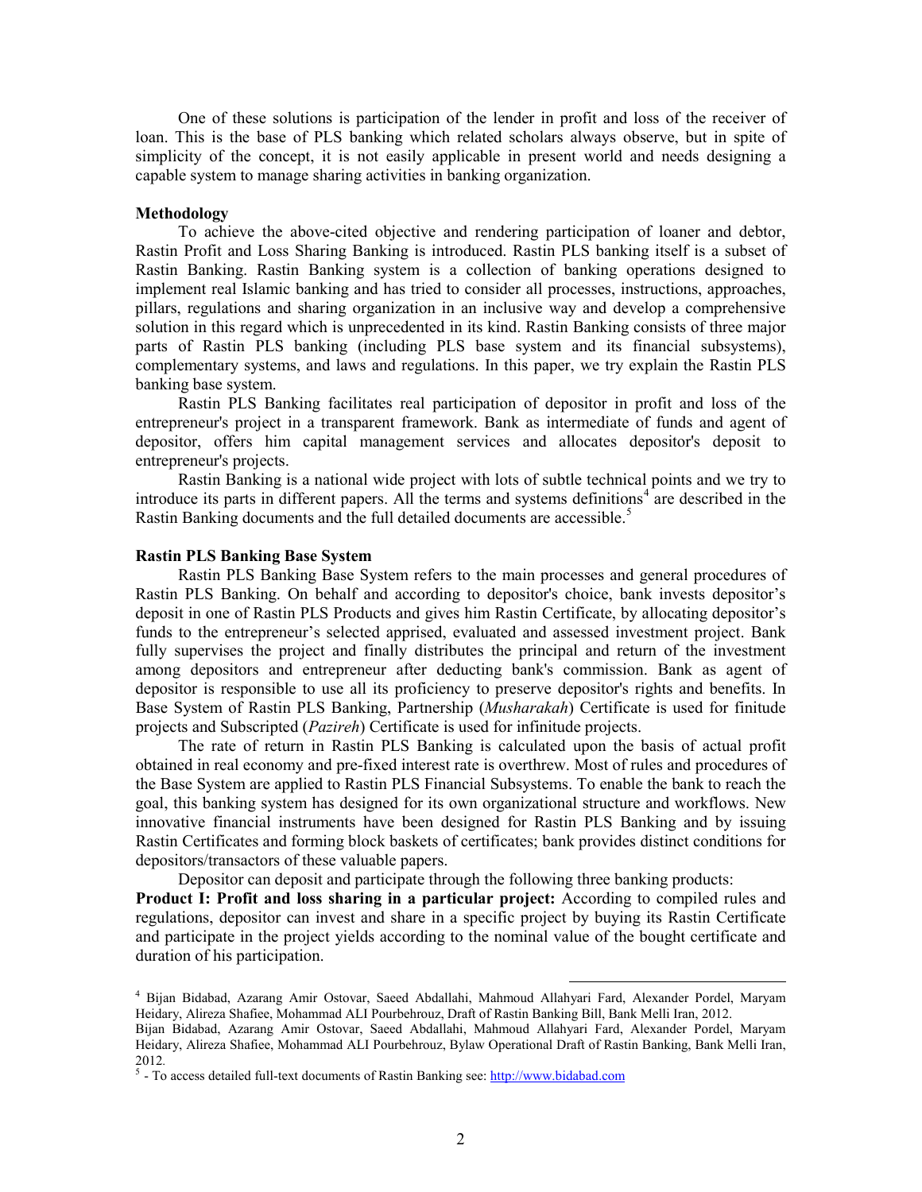One of these solutions is participation of the lender in profit and loss of the receiver of loan. This is the base of PLS banking which related scholars always observe, but in spite of simplicity of the concept, it is not easily applicable in present world and needs designing a capable system to manage sharing activities in banking organization.

**Methodology**

To achieve the above-cited objective and rendering participation of loaner and debtor, Rastin Profit and Loss Sharing Banking is introduced. Rastin PLS banking itself is a subset of Rastin Banking. Rastin Banking system is a collection of banking operations designed to implement real Islamic banking and has tried to consider all processes, instructions, approaches, pillars, regulations and sharing organization in an inclusive way and develop a comprehensive solution in this regard which is unprecedented in its kind. Rastin Banking consists of three major parts of Rastin PLS banking (including PLS base system and its financial subsystems), complementary systems, and laws and regulations. In this paper, we try explain the Rastin PLS banking base system.

Rastin PLS Banking facilitates real participation of depositor in profit and loss of the entrepreneur's project in a transparent framework. Bank as intermediate of funds and agent of depositor, offers him capital management services and allocates depositor's deposit to entrepreneur's projects.

Rastin Banking is a national wide project with lots of subtle technical points and we try to introduce its parts in different papers. All the terms and systems definitions[4] are described in the Rastin Banking documents and the full detailed documents are accessible.[5]

**Rastin PLS Banking Base System**

Rastin PLS Banking Base System refers to the main processes and general procedures of Rastin PLS Banking. On behalf and according to depositor's choice, bank invests depositor's deposit in one of Rastin PLS Products and gives him Rastin Certificate, by allocating depositor's funds to the entrepreneur's selected apprised, evaluated and assessed investment project. Bank fully supervises the project and finally distributes the principal and return of the investment among depositors and entrepreneur after deducting bank's commission. Bank as agent of depositor is responsible to use all its proficiency to preserve depositor's rights and benefits. In Base System of Rastin PLS Banking, Partnership (*Musharakah*) Certificate is used for finitude projects and Subscripted (*Pazireh*) Certificate is used for infinitude projects.

The rate of return in Rastin PLS Banking is calculated upon the basis of actual profit obtained in real economy and pre-fixed interest rate is overthrew. Most of rules and procedures of the Base System are applied to Rastin PLS Financial Subsystems. To enable the bank to reach the goal, this banking system has designed for its own organizational structure and workflows. New innovative financial instruments have been designed for Rastin PLS Banking and by issuing Rastin Certificates and forming block baskets of certificates; bank provides distinct conditions for depositors/transactors of these valuable papers.

Depositor can deposit and participate through the following three banking products:

**Product I: Profit and loss sharing in a particular project:** According to compiled rules and regulations, depositor can invest and share in a specific project by buying its Rastin Certificate and participate in the project yields according to the nominal value of the bought certificate and duration of his participation.

---

[4] Bijan Bidabad, Azarang Amir Ostovar, Saeed Abdallahi, Mahmoud Allahyari Fard, Alexander Pordel, Maryam Heidary, Alireza Shafiee, Mohammad ALI Pourbehrouz, Draft of Rastin Banking Bill, Bank Melli Iran, 2012.
Bijan Bidabad, Azarang Amir Ostovar, Saeed Abdallahi, Mahmoud Allahyari Fard, Alexander Pordel, Maryam Heidary, Alireza Shafiee, Mohammad ALI Pourbehrouz, Bylaw Operational Draft of Rastin Banking, Bank Melli Iran, 2012.

[5] - To access detailed full-text documents of Rastin Banking see: http://www.bidabad.com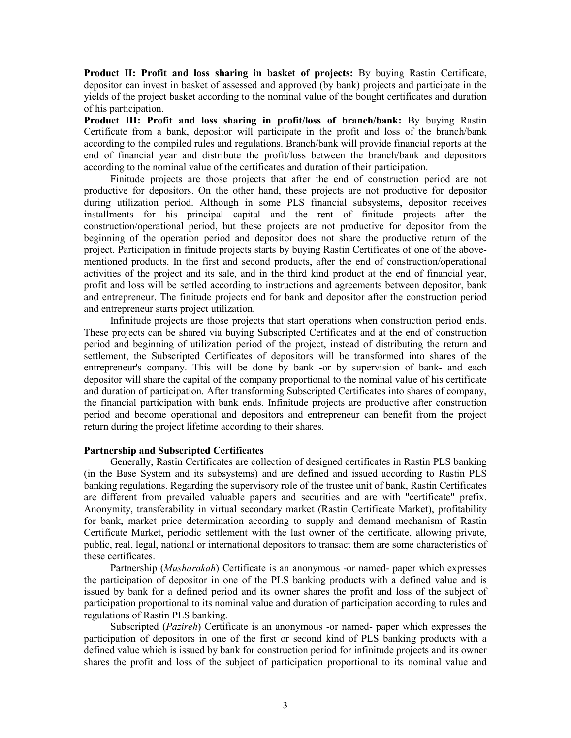**Product II: Profit and loss sharing in basket of projects:** By buying Rastin Certificate, depositor can invest in basket of assessed and approved (by bank) projects and participate in the yields of the project basket according to the nominal value of the bought certificates and duration of his participation.

**Product III: Profit and loss sharing in profit/loss of branch/bank:** By buying Rastin Certificate from a bank, depositor will participate in the profit and loss of the branch/bank according to the compiled rules and regulations. Branch/bank will provide financial reports at the end of financial year and distribute the profit/loss between the branch/bank and depositors according to the nominal value of the certificates and duration of their participation.

Finitude projects are those projects that after the end of construction period are not productive for depositors. On the other hand, these projects are not productive for depositor during utilization period. Although in some PLS financial subsystems, depositor receives installments for his principal capital and the rent of finitude projects after the construction/operational period, but these projects are not productive for depositor from the beginning of the operation period and depositor does not share the productive return of the project. Participation in finitude projects starts by buying Rastin Certificates of one of the above-mentioned products. In the first and second products, after the end of construction/operational activities of the project and its sale, and in the third kind product at the end of financial year, profit and loss will be settled according to instructions and agreements between depositor, bank and entrepreneur. The finitude projects end for bank and depositor after the construction period and entrepreneur starts project utilization.

Infinitude projects are those projects that start operations when construction period ends. These projects can be shared via buying Subscripted Certificates and at the end of construction period and beginning of utilization period of the project, instead of distributing the return and settlement, the Subscripted Certificates of depositors will be transformed into shares of the entrepreneur's company. This will be done by bank -or by supervision of bank- and each depositor will share the capital of the company proportional to the nominal value of his certificate and duration of participation. After transforming Subscripted Certificates into shares of company, the financial participation with bank ends. Infinitude projects are productive after construction period and become operational and depositors and entrepreneur can benefit from the project return during the project lifetime according to their shares.

#### Partnership and Subscripted Certificates

Generally, Rastin Certificates are collection of designed certificates in Rastin PLS banking (in the Base System and its subsystems) and are defined and issued according to Rastin PLS banking regulations. Regarding the supervisory role of the trustee unit of bank, Rastin Certificates are different from prevailed valuable papers and securities and are with "certificate" prefix. Anonymity, transferability in virtual secondary market (Rastin Certificate Market), profitability for bank, market price determination according to supply and demand mechanism of Rastin Certificate Market, periodic settlement with the last owner of the certificate, allowing private, public, real, legal, national or international depositors to transact them are some characteristics of these certificates.

Partnership (*Musharakah*) Certificate is an anonymous -or named- paper which expresses the participation of depositor in one of the PLS banking products with a defined value and is issued by bank for a defined period and its owner shares the profit and loss of the subject of participation proportional to its nominal value and duration of participation according to rules and regulations of Rastin PLS banking.

Subscripted (*Pazireh*) Certificate is an anonymous -or named- paper which expresses the participation of depositors in one of the first or second kind of PLS banking products with a defined value which is issued by bank for construction period for infinitude projects and its owner shares the profit and loss of the subject of participation proportional to its nominal value and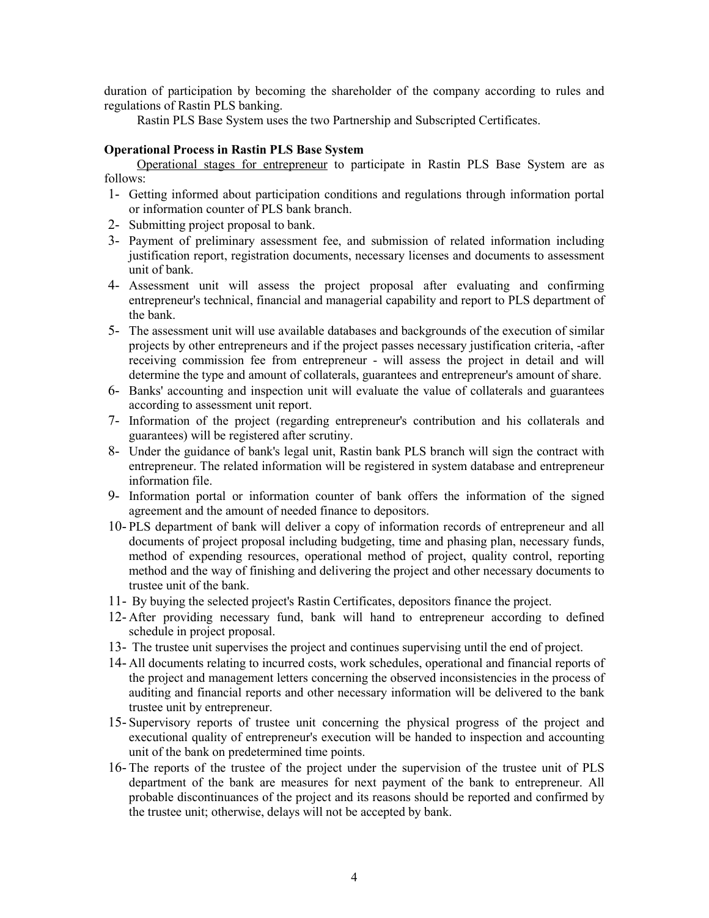duration of participation by becoming the shareholder of the company according to rules and regulations of Rastin PLS banking.

Rastin PLS Base System uses the two Partnership and Subscripted Certificates.

**Operational Process in Rastin PLS Base System**

Operational stages for entrepreneur to participate in Rastin PLS Base System are as follows:

1- Getting informed about participation conditions and regulations through information portal or information counter of PLS bank branch.
2- Submitting project proposal to bank.
3- Payment of preliminary assessment fee, and submission of related information including justification report, registration documents, necessary licenses and documents to assessment unit of bank.
4- Assessment unit will assess the project proposal after evaluating and confirming entrepreneur's technical, financial and managerial capability and report to PLS department of the bank.
5- The assessment unit will use available databases and backgrounds of the execution of similar projects by other entrepreneurs and if the project passes necessary justification criteria, -after receiving commission fee from entrepreneur - will assess the project in detail and will determine the type and amount of collaterals, guarantees and entrepreneur's amount of share.
6- Banks' accounting and inspection unit will evaluate the value of collaterals and guarantees according to assessment unit report.
7- Information of the project (regarding entrepreneur's contribution and his collaterals and guarantees) will be registered after scrutiny.
8- Under the guidance of bank's legal unit, Rastin bank PLS branch will sign the contract with entrepreneur. The related information will be registered in system database and entrepreneur information file.
9- Information portal or information counter of bank offers the information of the signed agreement and the amount of needed finance to depositors.
10- PLS department of bank will deliver a copy of information records of entrepreneur and all documents of project proposal including budgeting, time and phasing plan, necessary funds, method of expending resources, operational method of project, quality control, reporting method and the way of finishing and delivering the project and other necessary documents to trustee unit of the bank.
11- By buying the selected project's Rastin Certificates, depositors finance the project.
12- After providing necessary fund, bank will hand to entrepreneur according to defined schedule in project proposal.
13- The trustee unit supervises the project and continues supervising until the end of project.
14- All documents relating to incurred costs, work schedules, operational and financial reports of the project and management letters concerning the observed inconsistencies in the process of auditing and financial reports and other necessary information will be delivered to the bank trustee unit by entrepreneur.
15- Supervisory reports of trustee unit concerning the physical progress of the project and executional quality of entrepreneur's execution will be handed to inspection and accounting unit of the bank on predetermined time points.
16- The reports of the trustee of the project under the supervision of the trustee unit of PLS department of the bank are measures for next payment of the bank to entrepreneur. All probable discontinuances of the project and its reasons should be reported and confirmed by the trustee unit; otherwise, delays will not be accepted by bank.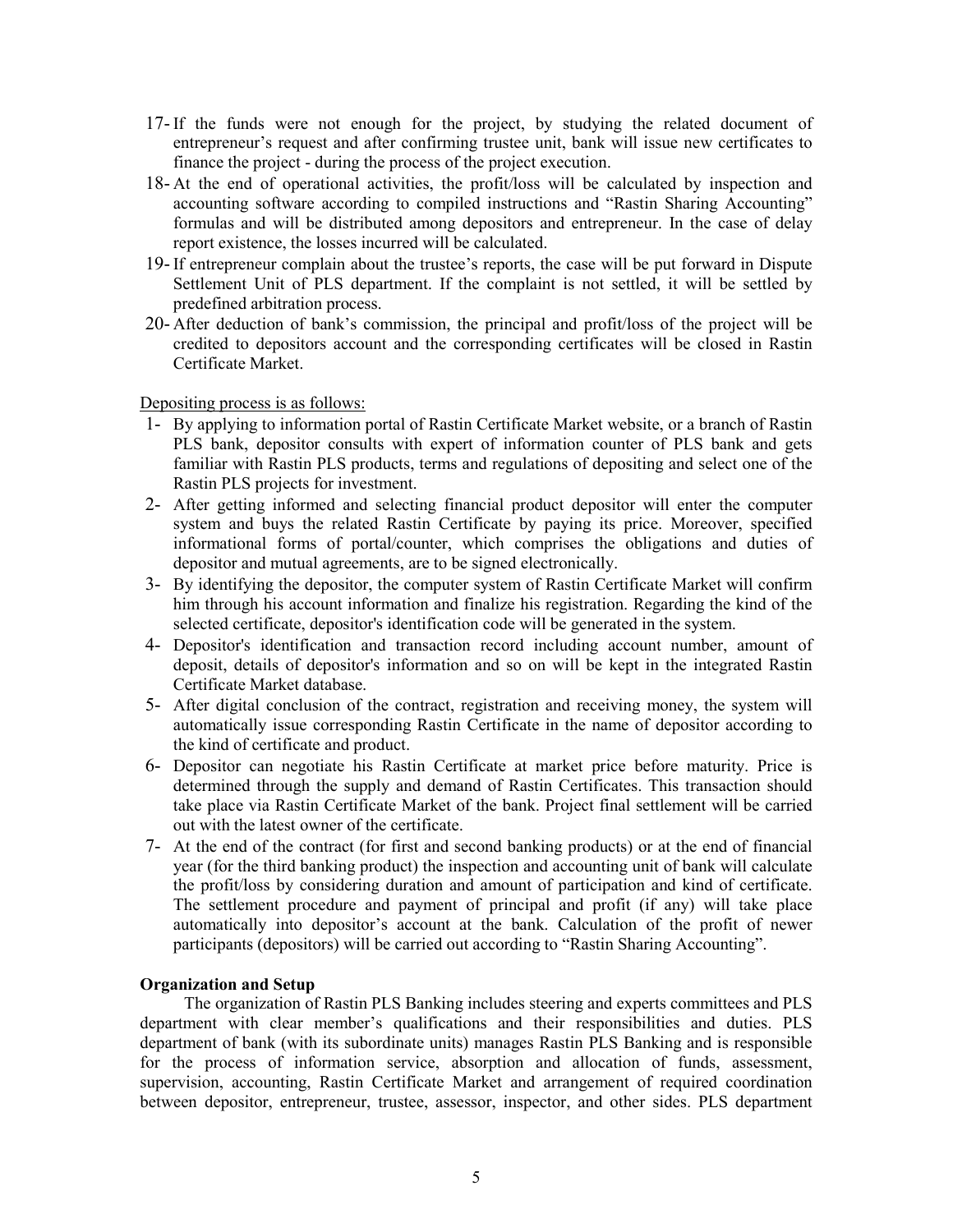17- If the funds were not enough for the project, by studying the related document of entrepreneur's request and after confirming trustee unit, bank will issue new certificates to finance the project - during the process of the project execution.

18- At the end of operational activities, the profit/loss will be calculated by inspection and accounting software according to compiled instructions and "Rastin Sharing Accounting" formulas and will be distributed among depositors and entrepreneur. In the case of delay report existence, the losses incurred will be calculated.

19- If entrepreneur complain about the trustee's reports, the case will be put forward in Dispute Settlement Unit of PLS department. If the complaint is not settled, it will be settled by predefined arbitration process.

20- After deduction of bank's commission, the principal and profit/loss of the project will be credited to depositors account and the corresponding certificates will be closed in Rastin Certificate Market.

<u>Depositing process is as follows:</u>

1- By applying to information portal of Rastin Certificate Market website, or a branch of Rastin PLS bank, depositor consults with expert of information counter of PLS bank and gets familiar with Rastin PLS products, terms and regulations of depositing and select one of the Rastin PLS projects for investment.

2- After getting informed and selecting financial product depositor will enter the computer system and buys the related Rastin Certificate by paying its price. Moreover, specified informational forms of portal/counter, which comprises the obligations and duties of depositor and mutual agreements, are to be signed electronically.

3- By identifying the depositor, the computer system of Rastin Certificate Market will confirm him through his account information and finalize his registration. Regarding the kind of the selected certificate, depositor's identification code will be generated in the system.

4- Depositor's identification and transaction record including account number, amount of deposit, details of depositor's information and so on will be kept in the integrated Rastin Certificate Market database.

5- After digital conclusion of the contract, registration and receiving money, the system will automatically issue corresponding Rastin Certificate in the name of depositor according to the kind of certificate and product.

6- Depositor can negotiate his Rastin Certificate at market price before maturity. Price is determined through the supply and demand of Rastin Certificates. This transaction should take place via Rastin Certificate Market of the bank. Project final settlement will be carried out with the latest owner of the certificate.

7- At the end of the contract (for first and second banking products) or at the end of financial year (for the third banking product) the inspection and accounting unit of bank will calculate the profit/loss by considering duration and amount of participation and kind of certificate. The settlement procedure and payment of principal and profit (if any) will take place automatically into depositor's account at the bank. Calculation of the profit of newer participants (depositors) will be carried out according to "Rastin Sharing Accounting".

**Organization and Setup**

The organization of Rastin PLS Banking includes steering and experts committees and PLS department with clear member's qualifications and their responsibilities and duties. PLS department of bank (with its subordinate units) manages Rastin PLS Banking and is responsible for the process of information service, absorption and allocation of funds, assessment, supervision, accounting, Rastin Certificate Market and arrangement of required coordination between depositor, entrepreneur, trustee, assessor, inspector, and other sides. PLS department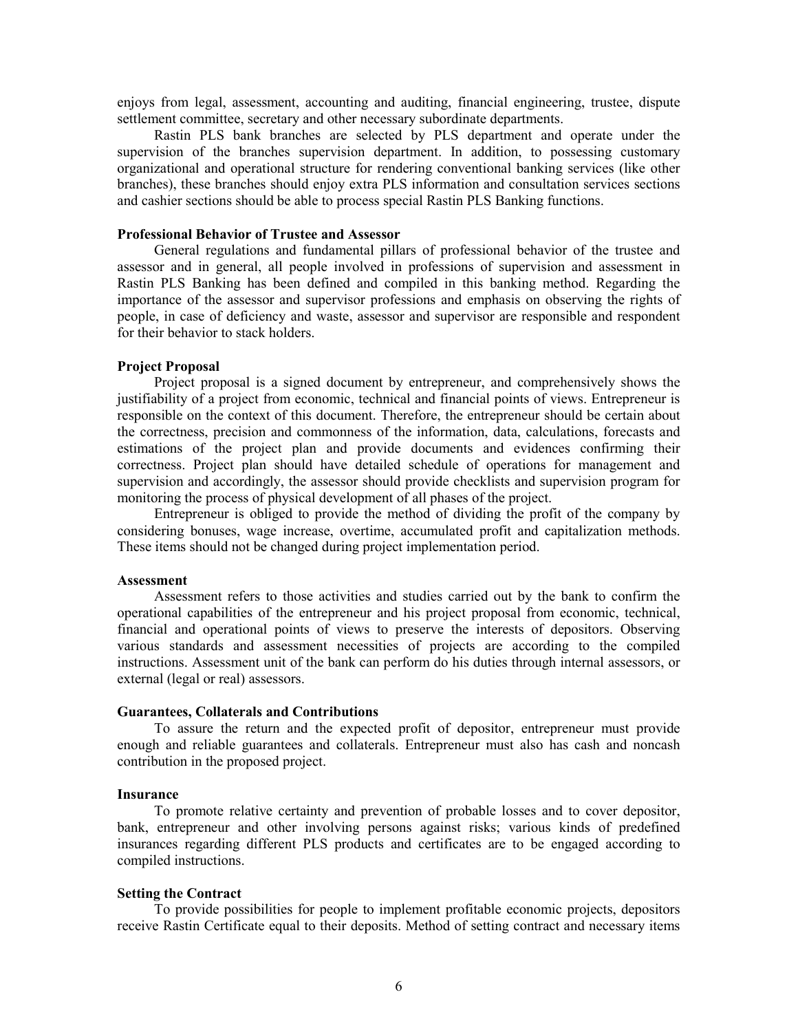enjoys from legal, assessment, accounting and auditing, financial engineering, trustee, dispute settlement committee, secretary and other necessary subordinate departments.

Rastin PLS bank branches are selected by PLS department and operate under the supervision of the branches supervision department. In addition, to possessing customary organizational and operational structure for rendering conventional banking services (like other branches), these branches should enjoy extra PLS information and consultation services sections and cashier sections should be able to process special Rastin PLS Banking functions.

**Professional Behavior of Trustee and Assessor**

General regulations and fundamental pillars of professional behavior of the trustee and assessor and in general, all people involved in professions of supervision and assessment in Rastin PLS Banking has been defined and compiled in this banking method. Regarding the importance of the assessor and supervisor professions and emphasis on observing the rights of people, in case of deficiency and waste, assessor and supervisor are responsible and respondent for their behavior to stack holders.

**Project Proposal**

Project proposal is a signed document by entrepreneur, and comprehensively shows the justifiability of a project from economic, technical and financial points of views. Entrepreneur is responsible on the context of this document. Therefore, the entrepreneur should be certain about the correctness, precision and commonness of the information, data, calculations, forecasts and estimations of the project plan and provide documents and evidences confirming their correctness. Project plan should have detailed schedule of operations for management and supervision and accordingly, the assessor should provide checklists and supervision program for monitoring the process of physical development of all phases of the project.

Entrepreneur is obliged to provide the method of dividing the profit of the company by considering bonuses, wage increase, overtime, accumulated profit and capitalization methods. These items should not be changed during project implementation period.

**Assessment**

Assessment refers to those activities and studies carried out by the bank to confirm the operational capabilities of the entrepreneur and his project proposal from economic, technical, financial and operational points of views to preserve the interests of depositors. Observing various standards and assessment necessities of projects are according to the compiled instructions. Assessment unit of the bank can perform do his duties through internal assessors, or external (legal or real) assessors.

**Guarantees, Collaterals and Contributions**

To assure the return and the expected profit of depositor, entrepreneur must provide enough and reliable guarantees and collaterals. Entrepreneur must also has cash and noncash contribution in the proposed project.

**Insurance**

To promote relative certainty and prevention of probable losses and to cover depositor, bank, entrepreneur and other involving persons against risks; various kinds of predefined insurances regarding different PLS products and certificates are to be engaged according to compiled instructions.

**Setting the Contract**

To provide possibilities for people to implement profitable economic projects, depositors receive Rastin Certificate equal to their deposits. Method of setting contract and necessary items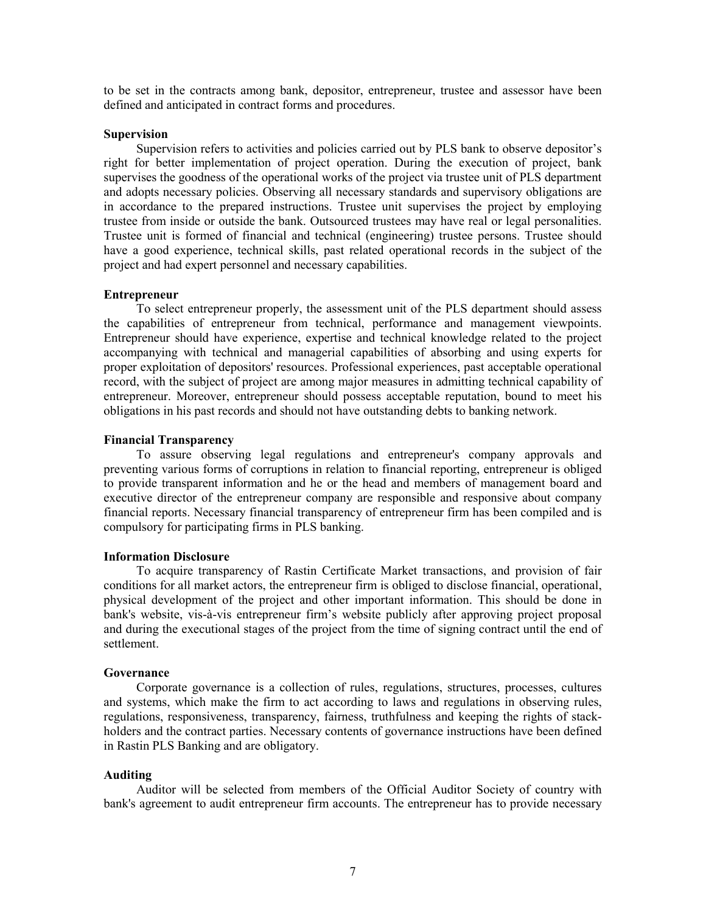to be set in the contracts among bank, depositor, entrepreneur, trustee and assessor have been defined and anticipated in contract forms and procedures.

**Supervision**

Supervision refers to activities and policies carried out by PLS bank to observe depositor's right for better implementation of project operation. During the execution of project, bank supervises the goodness of the operational works of the project via trustee unit of PLS department and adopts necessary policies. Observing all necessary standards and supervisory obligations are in accordance to the prepared instructions. Trustee unit supervises the project by employing trustee from inside or outside the bank. Outsourced trustees may have real or legal personalities. Trustee unit is formed of financial and technical (engineering) trustee persons. Trustee should have a good experience, technical skills, past related operational records in the subject of the project and had expert personnel and necessary capabilities.

**Entrepreneur**

To select entrepreneur properly, the assessment unit of the PLS department should assess the capabilities of entrepreneur from technical, performance and management viewpoints. Entrepreneur should have experience, expertise and technical knowledge related to the project accompanying with technical and managerial capabilities of absorbing and using experts for proper exploitation of depositors' resources. Professional experiences, past acceptable operational record, with the subject of project are among major measures in admitting technical capability of entrepreneur. Moreover, entrepreneur should possess acceptable reputation, bound to meet his obligations in his past records and should not have outstanding debts to banking network.

**Financial Transparency**

To assure observing legal regulations and entrepreneur's company approvals and preventing various forms of corruptions in relation to financial reporting, entrepreneur is obliged to provide transparent information and he or the head and members of management board and executive director of the entrepreneur company are responsible and responsive about company financial reports. Necessary financial transparency of entrepreneur firm has been compiled and is compulsory for participating firms in PLS banking.

**Information Disclosure**

To acquire transparency of Rastin Certificate Market transactions, and provision of fair conditions for all market actors, the entrepreneur firm is obliged to disclose financial, operational, physical development of the project and other important information. This should be done in bank's website, vis-à-vis entrepreneur firm's website publicly after approving project proposal and during the executional stages of the project from the time of signing contract until the end of settlement.

**Governance**

Corporate governance is a collection of rules, regulations, structures, processes, cultures and systems, which make the firm to act according to laws and regulations in observing rules, regulations, responsiveness, transparency, fairness, truthfulness and keeping the rights of stack-holders and the contract parties. Necessary contents of governance instructions have been defined in Rastin PLS Banking and are obligatory.

**Auditing**

Auditor will be selected from members of the Official Auditor Society of country with bank's agreement to audit entrepreneur firm accounts. The entrepreneur has to provide necessary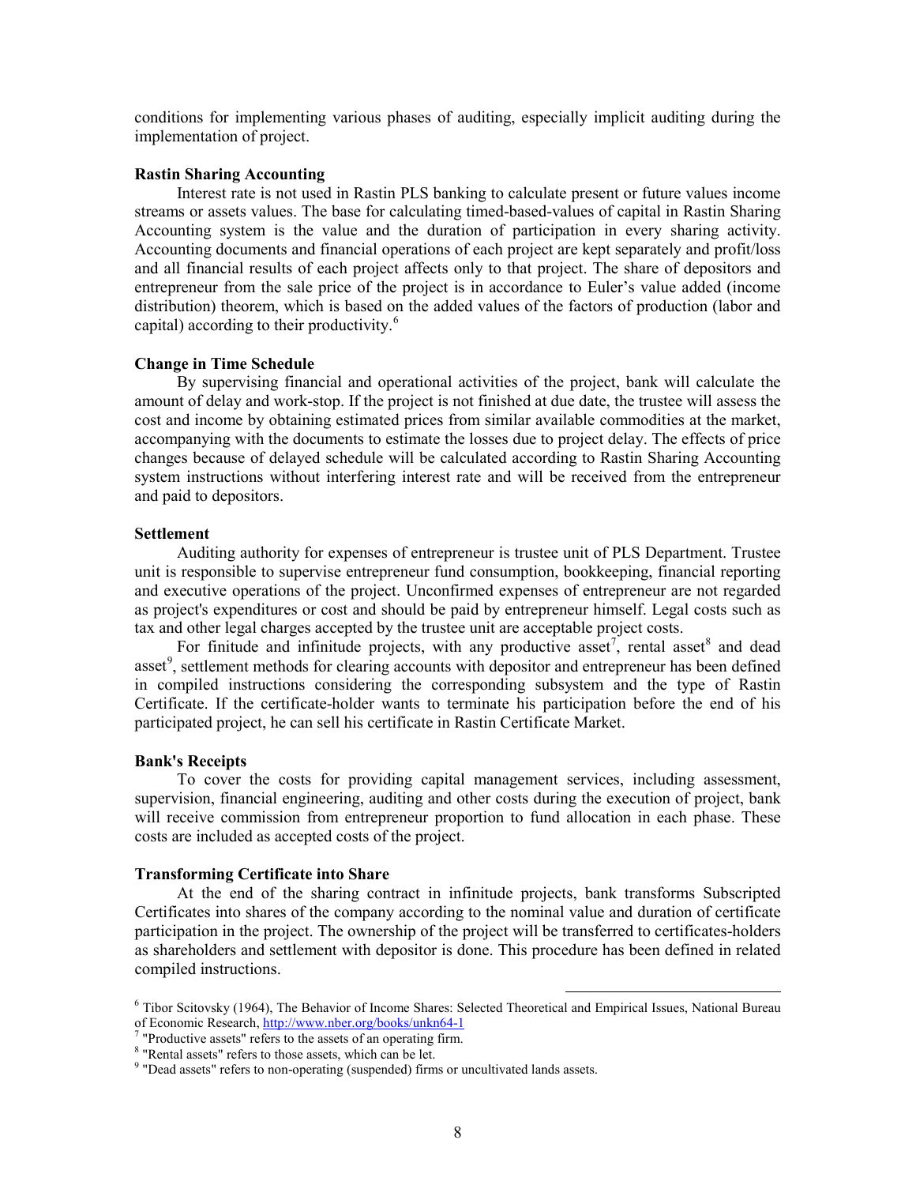conditions for implementing various phases of auditing, especially implicit auditing during the implementation of project.

### Rastin Sharing Accounting

Interest rate is not used in Rastin PLS banking to calculate present or future values income streams or assets values. The base for calculating timed-based-values of capital in Rastin Sharing Accounting system is the value and the duration of participation in every sharing activity. Accounting documents and financial operations of each project are kept separately and profit/loss and all financial results of each project affects only to that project. The share of depositors and entrepreneur from the sale price of the project is in accordance to Euler's value added (income distribution) theorem, which is based on the added values of the factors of production (labor and capital) according to their productivity.[6]

### Change in Time Schedule

By supervising financial and operational activities of the project, bank will calculate the amount of delay and work-stop. If the project is not finished at due date, the trustee will assess the cost and income by obtaining estimated prices from similar available commodities at the market, accompanying with the documents to estimate the losses due to project delay. The effects of price changes because of delayed schedule will be calculated according to Rastin Sharing Accounting system instructions without interfering interest rate and will be received from the entrepreneur and paid to depositors.

### Settlement

Auditing authority for expenses of entrepreneur is trustee unit of PLS Department. Trustee unit is responsible to supervise entrepreneur fund consumption, bookkeeping, financial reporting and executive operations of the project. Unconfirmed expenses of entrepreneur are not regarded as project's expenditures or cost and should be paid by entrepreneur himself. Legal costs such as tax and other legal charges accepted by the trustee unit are acceptable project costs.

For finitude and infinitude projects, with any productive asset[7], rental asset[8] and dead asset[9], settlement methods for clearing accounts with depositor and entrepreneur has been defined in compiled instructions considering the corresponding subsystem and the type of Rastin Certificate. If the certificate-holder wants to terminate his participation before the end of his participated project, he can sell his certificate in Rastin Certificate Market.

### Bank's Receipts

To cover the costs for providing capital management services, including assessment, supervision, financial engineering, auditing and other costs during the execution of project, bank will receive commission from entrepreneur proportion to fund allocation in each phase. These costs are included as accepted costs of the project.

### Transforming Certificate into Share

At the end of the sharing contract in infinitude projects, bank transforms Subscripted Certificates into shares of the company according to the nominal value and duration of certificate participation in the project. The ownership of the project will be transferred to certificates-holders as shareholders and settlement with depositor is done. This procedure has been defined in related compiled instructions.

---

[6] Tibor Scitovsky (1964), The Behavior of Income Shares: Selected Theoretical and Empirical Issues, National Bureau of Economic Research, http://www.nber.org/books/unkn64-1

[7] "Productive assets" refers to the assets of an operating firm.

[8] "Rental assets" refers to those assets, which can be let.

[9] "Dead assets" refers to non-operating (suspended) firms or uncultivated lands assets.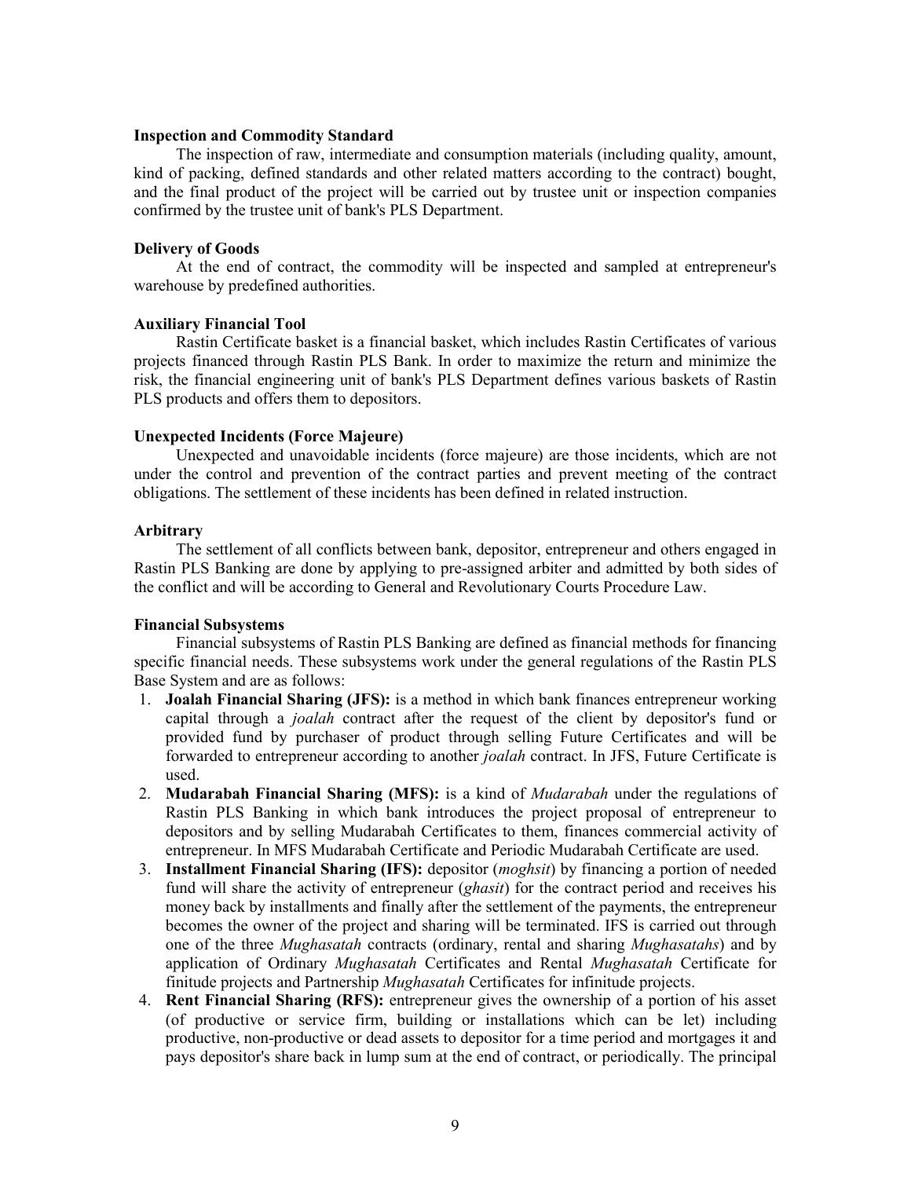**Inspection and Commodity Standard**

The inspection of raw, intermediate and consumption materials (including quality, amount, kind of packing, defined standards and other related matters according to the contract) bought, and the final product of the project will be carried out by trustee unit or inspection companies confirmed by the trustee unit of bank's PLS Department.

**Delivery of Goods**

At the end of contract, the commodity will be inspected and sampled at entrepreneur's warehouse by predefined authorities.

**Auxiliary Financial Tool**

Rastin Certificate basket is a financial basket, which includes Rastin Certificates of various projects financed through Rastin PLS Bank. In order to maximize the return and minimize the risk, the financial engineering unit of bank's PLS Department defines various baskets of Rastin PLS products and offers them to depositors.

**Unexpected Incidents (Force Majeure)**

Unexpected and unavoidable incidents (force majeure) are those incidents, which are not under the control and prevention of the contract parties and prevent meeting of the contract obligations. The settlement of these incidents has been defined in related instruction.

**Arbitrary**

The settlement of all conflicts between bank, depositor, entrepreneur and others engaged in Rastin PLS Banking are done by applying to pre-assigned arbiter and admitted by both sides of the conflict and will be according to General and Revolutionary Courts Procedure Law.

**Financial Subsystems**

Financial subsystems of Rastin PLS Banking are defined as financial methods for financing specific financial needs. These subsystems work under the general regulations of the Rastin PLS Base System and are as follows:

1. **Joalah Financial Sharing (JFS):** is a method in which bank finances entrepreneur working capital through a *joalah* contract after the request of the client by depositor's fund or provided fund by purchaser of product through selling Future Certificates and will be forwarded to entrepreneur according to another *joalah* contract. In JFS, Future Certificate is used.
2. **Mudarabah Financial Sharing (MFS):** is a kind of *Mudarabah* under the regulations of Rastin PLS Banking in which bank introduces the project proposal of entrepreneur to depositors and by selling Mudarabah Certificates to them, finances commercial activity of entrepreneur. In MFS Mudarabah Certificate and Periodic Mudarabah Certificate are used.
3. **Installment Financial Sharing (IFS):** depositor (*moghsit*) by financing a portion of needed fund will share the activity of entrepreneur (*ghasit*) for the contract period and receives his money back by installments and finally after the settlement of the payments, the entrepreneur becomes the owner of the project and sharing will be terminated. IFS is carried out through one of the three *Mughasatah* contracts (ordinary, rental and sharing *Mughasatahs*) and by application of Ordinary *Mughasatah* Certificates and Rental *Mughasatah* Certificate for finitude projects and Partnership *Mughasatah* Certificates for infinitude projects.
4. **Rent Financial Sharing (RFS):** entrepreneur gives the ownership of a portion of his asset (of productive or service firm, building or installations which can be let) including productive, non-productive or dead assets to depositor for a time period and mortgages it and pays depositor's share back in lump sum at the end of contract, or periodically. The principal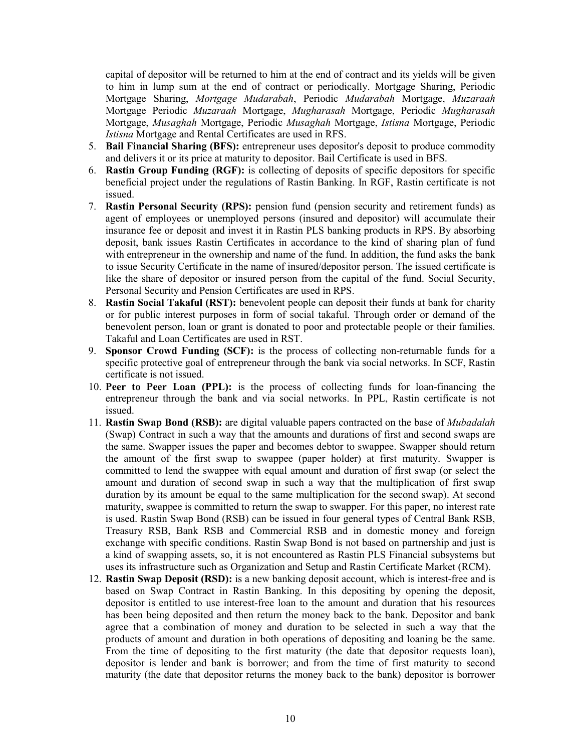capital of depositor will be returned to him at the end of contract and its yields will be given to him in lump sum at the end of contract or periodically. Mortgage Sharing, Periodic Mortgage Sharing, *Mortgage Mudarabah*, Periodic *Mudarabah* Mortgage, *Muzaraah* Mortgage Periodic *Muzaraah* Mortgage, *Mugharasah* Mortgage, Periodic *Mugharasah* Mortgage, *Musaghah* Mortgage, Periodic *Musaghah* Mortgage, *Istisna* Mortgage, Periodic *Istisna* Mortgage and Rental Certificates are used in RFS.

5. **Bail Financial Sharing (BFS):** entrepreneur uses depositor's deposit to produce commodity and delivers it or its price at maturity to depositor. Bail Certificate is used in BFS.
6. **Rastin Group Funding (RGF):** is collecting of deposits of specific depositors for specific beneficial project under the regulations of Rastin Banking. In RGF, Rastin certificate is not issued.
7. **Rastin Personal Security (RPS):** pension fund (pension security and retirement funds) as agent of employees or unemployed persons (insured and depositor) will accumulate their insurance fee or deposit and invest it in Rastin PLS banking products in RPS. By absorbing deposit, bank issues Rastin Certificates in accordance to the kind of sharing plan of fund with entrepreneur in the ownership and name of the fund. In addition, the fund asks the bank to issue Security Certificate in the name of insured/depositor person. The issued certificate is like the share of depositor or insured person from the capital of the fund. Social Security, Personal Security and Pension Certificates are used in RPS.
8. **Rastin Social Takaful (RST):** benevolent people can deposit their funds at bank for charity or for public interest purposes in form of social takaful. Through order or demand of the benevolent person, loan or grant is donated to poor and protectable people or their families. Takaful and Loan Certificates are used in RST.
9. **Sponsor Crowd Funding (SCF):** is the process of collecting non-returnable funds for a specific protective goal of entrepreneur through the bank via social networks. In SCF, Rastin certificate is not issued.
10. **Peer to Peer Loan (PPL):** is the process of collecting funds for loan-financing the entrepreneur through the bank and via social networks. In PPL, Rastin certificate is not issued.
11. **Rastin Swap Bond (RSB):** are digital valuable papers contracted on the base of *Mubadalah* (Swap) Contract in such a way that the amounts and durations of first and second swaps are the same. Swapper issues the paper and becomes debtor to swappee. Swapper should return the amount of the first swap to swappee (paper holder) at first maturity. Swapper is committed to lend the swappee with equal amount and duration of first swap (or select the amount and duration of second swap in such a way that the multiplication of first swap duration by its amount be equal to the same multiplication for the second swap). At second maturity, swappee is committed to return the swap to swapper. For this paper, no interest rate is used. Rastin Swap Bond (RSB) can be issued in four general types of Central Bank RSB, Treasury RSB, Bank RSB and Commercial RSB and in domestic money and foreign exchange with specific conditions. Rastin Swap Bond is not based on partnership and just is a kind of swapping assets, so, it is not encountered as Rastin PLS Financial subsystems but uses its infrastructure such as Organization and Setup and Rastin Certificate Market (RCM).
12. **Rastin Swap Deposit (RSD):** is a new banking deposit account, which is interest-free and is based on Swap Contract in Rastin Banking. In this depositing by opening the deposit, depositor is entitled to use interest-free loan to the amount and duration that his resources has been being deposited and then return the money back to the bank. Depositor and bank agree that a combination of money and duration to be selected in such a way that the products of amount and duration in both operations of depositing and loaning be the same. From the time of depositing to the first maturity (the date that depositor requests loan), depositor is lender and bank is borrower; and from the time of first maturity to second maturity (the date that depositor returns the money back to the bank) depositor is borrower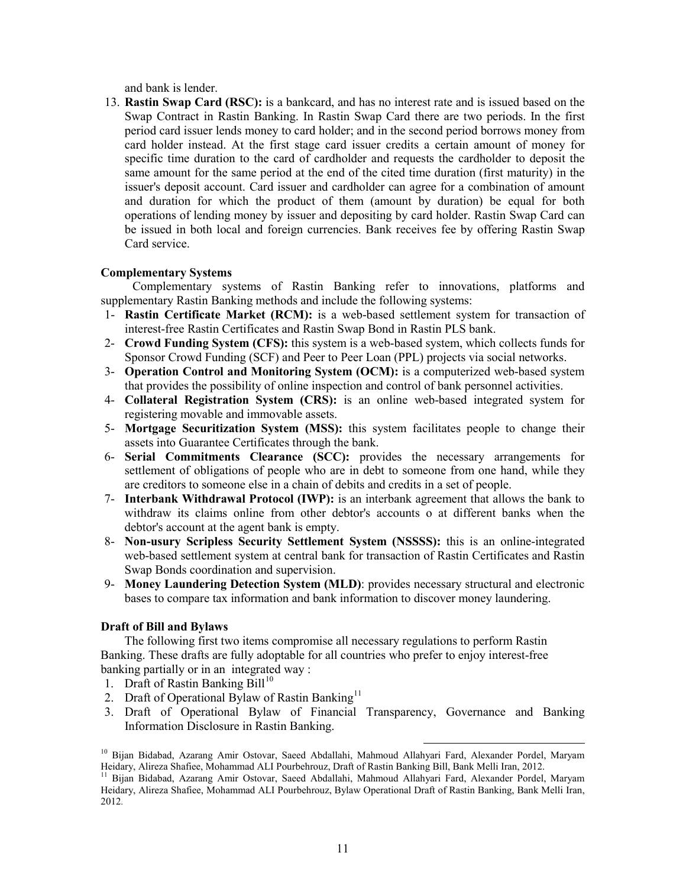and bank is lender.

13. **Rastin Swap Card (RSC):** is a bankcard, and has no interest rate and is issued based on the Swap Contract in Rastin Banking. In Rastin Swap Card there are two periods. In the first period card issuer lends money to card holder; and in the second period borrows money from card holder instead. At the first stage card issuer credits a certain amount of money for specific time duration to the card of cardholder and requests the cardholder to deposit the same amount for the same period at the end of the cited time duration (first maturity) in the issuer's deposit account. Card issuer and cardholder can agree for a combination of amount and duration for which the product of them (amount by duration) be equal for both operations of lending money by issuer and depositing by card holder. Rastin Swap Card can be issued in both local and foreign currencies. Bank receives fee by offering Rastin Swap Card service.

**Complementary Systems**

Complementary systems of Rastin Banking refer to innovations, platforms and supplementary Rastin Banking methods and include the following systems:

1- **Rastin Certificate Market (RCM):** is a web-based settlement system for transaction of interest-free Rastin Certificates and Rastin Swap Bond in Rastin PLS bank.
2- **Crowd Funding System (CFS):** this system is a web-based system, which collects funds for Sponsor Crowd Funding (SCF) and Peer to Peer Loan (PPL) projects via social networks.
3- **Operation Control and Monitoring System (OCM):** is a computerized web-based system that provides the possibility of online inspection and control of bank personnel activities.
4- **Collateral Registration System (CRS):** is an online web-based integrated system for registering movable and immovable assets.
5- **Mortgage Securitization System (MSS):** this system facilitates people to change their assets into Guarantee Certificates through the bank.
6- **Serial Commitments Clearance (SCC):** provides the necessary arrangements for settlement of obligations of people who are in debt to someone from one hand, while they are creditors to someone else in a chain of debits and credits in a set of people.
7- **Interbank Withdrawal Protocol (IWP):** is an interbank agreement that allows the bank to withdraw its claims online from other debtor's accounts o at different banks when the debtor's account at the agent bank is empty.
8- **Non-usury Scripless Security Settlement System (NSSSS):** this is an online-integrated web-based settlement system at central bank for transaction of Rastin Certificates and Rastin Swap Bonds coordination and supervision.
9- **Money Laundering Detection System (MLD)**: provides necessary structural and electronic bases to compare tax information and bank information to discover money laundering.

**Draft of Bill and Bylaws**

The following first two items compromise all necessary regulations to perform Rastin Banking. These drafts are fully adoptable for all countries who prefer to enjoy interest-free banking partially or in an integrated way :

1. Draft of Rastin Banking Bill[10]
2. Draft of Operational Bylaw of Rastin Banking[11]
3. Draft of Operational Bylaw of Financial Transparency, Governance and Banking Information Disclosure in Rastin Banking.

[10] Bijan Bidabad, Azarang Amir Ostovar, Saeed Abdallahi, Mahmoud Allahyari Fard, Alexander Pordel, Maryam Heidary, Alireza Shafiee, Mohammad ALI Pourbehrouz, Draft of Rastin Banking Bill, Bank Melli Iran, 2012.

[11] Bijan Bidabad, Azarang Amir Ostovar, Saeed Abdallahi, Mahmoud Allahyari Fard, Alexander Pordel, Maryam Heidary, Alireza Shafiee, Mohammad ALI Pourbehrouz, Bylaw Operational Draft of Rastin Banking, Bank Melli Iran, 2012.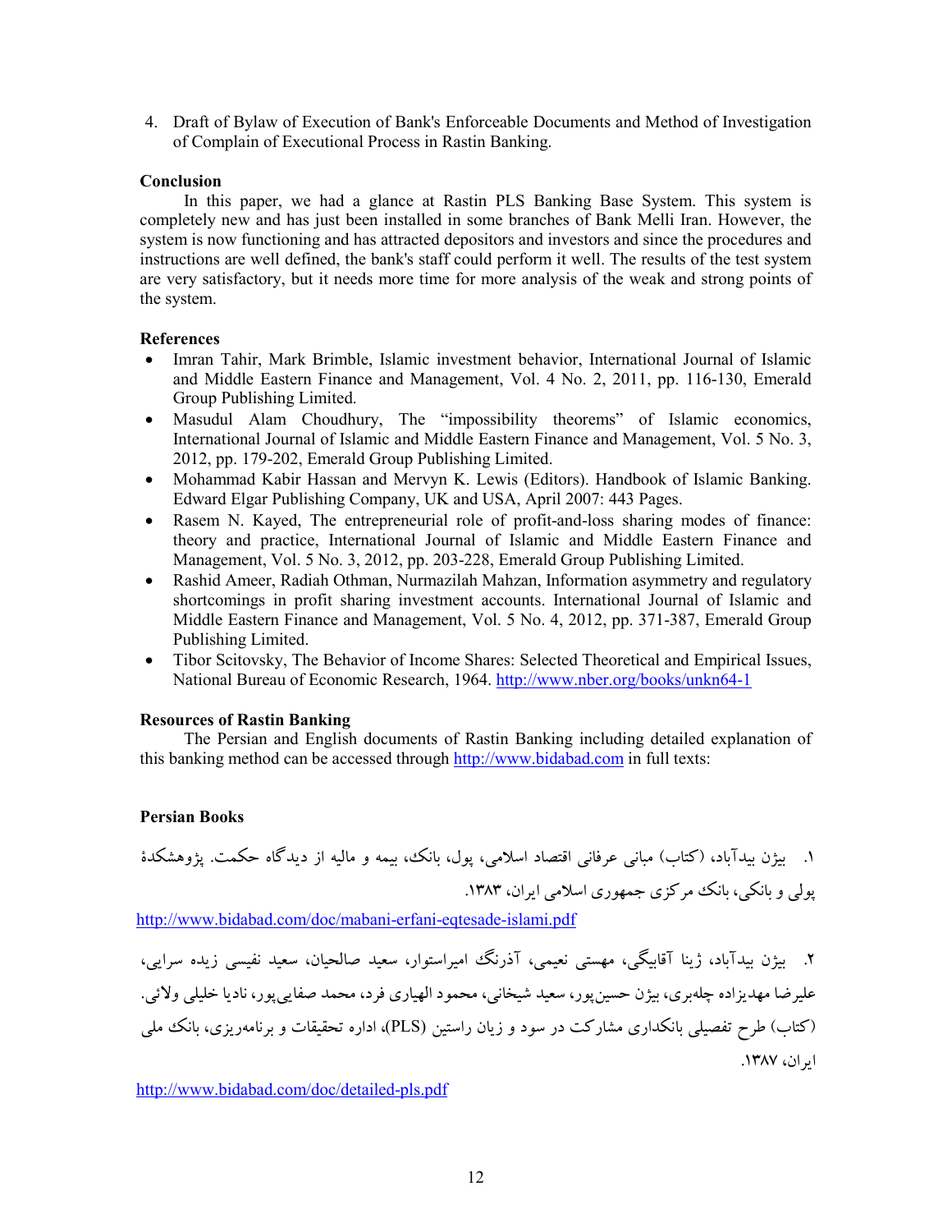4. Draft of Bylaw of Execution of Bank's Enforceable Documents and Method of Investigation of Complain of Executional Process in Rastin Banking.

## Conclusion

In this paper, we had a glance at Rastin PLS Banking Base System. This system is completely new and has just been installed in some branches of Bank Melli Iran. However, the system is now functioning and has attracted depositors and investors and since the procedures and instructions are well defined, the bank's staff could perform it well. The results of the test system are very satisfactory, but it needs more time for more analysis of the weak and strong points of the system.

## References

- Imran Tahir, Mark Brimble, Islamic investment behavior, International Journal of Islamic and Middle Eastern Finance and Management, Vol. 4 No. 2, 2011, pp. 116-130, Emerald Group Publishing Limited.
- Masudul Alam Choudhury, The "impossibility theorems" of Islamic economics, International Journal of Islamic and Middle Eastern Finance and Management, Vol. 5 No. 3, 2012, pp. 179-202, Emerald Group Publishing Limited.
- Mohammad Kabir Hassan and Mervyn K. Lewis (Editors). Handbook of Islamic Banking. Edward Elgar Publishing Company, UK and USA, April 2007: 443 Pages.
- Rasem N. Kayed, The entrepreneurial role of profit-and-loss sharing modes of finance: theory and practice, International Journal of Islamic and Middle Eastern Finance and Management, Vol. 5 No. 3, 2012, pp. 203-228, Emerald Group Publishing Limited.
- Rashid Ameer, Radiah Othman, Nurmazilah Mahzan, Information asymmetry and regulatory shortcomings in profit sharing investment accounts. International Journal of Islamic and Middle Eastern Finance and Management, Vol. 5 No. 4, 2012, pp. 371-387, Emerald Group Publishing Limited.
- Tibor Scitovsky, The Behavior of Income Shares: Selected Theoretical and Empirical Issues, National Bureau of Economic Research, 1964. http://www.nber.org/books/unkn64-1

## Resources of Rastin Banking

The Persian and English documents of Rastin Banking including detailed explanation of this banking method can be accessed through http://www.bidabad.com in full texts:

## Persian Books

۱. بیژن بیدآباد، (کتاب) مبانی عرفانی اقتصاد اسلامی، پول، بانک، بیمه و مالیه از دیدگاه حکمت. پژوهشکدهٔ پولی و بانکی، بانک مرکزی جمهوری اسلامی ایران، ۱۳۸۳.

http://www.bidabad.com/doc/mabani-erfani-eqtesade-islami.pdf

۲. بیژن بیدآباد، ژینا آقابیگی، مهستی نعیمی، آذرنگ امیراستوار، سعید صالحیان، سعید نفیسی زیده سرایی، علیرضا مهدیزاده چله‌بری، بیژن حسین‌پور، سعید شیخانی، محمود الهیاری فرد، محمد صفایی‌پور، نادیا خلیلی ولائی. (کتاب) طرح تفصیلی بانکداری مشارکت در سود و زیان راستین (PLS)، اداره تحقیقات و برنامه‌ریزی، بانک ملی ایران، ۱۳۸۷.

http://www.bidabad.com/doc/detailed-pls.pdf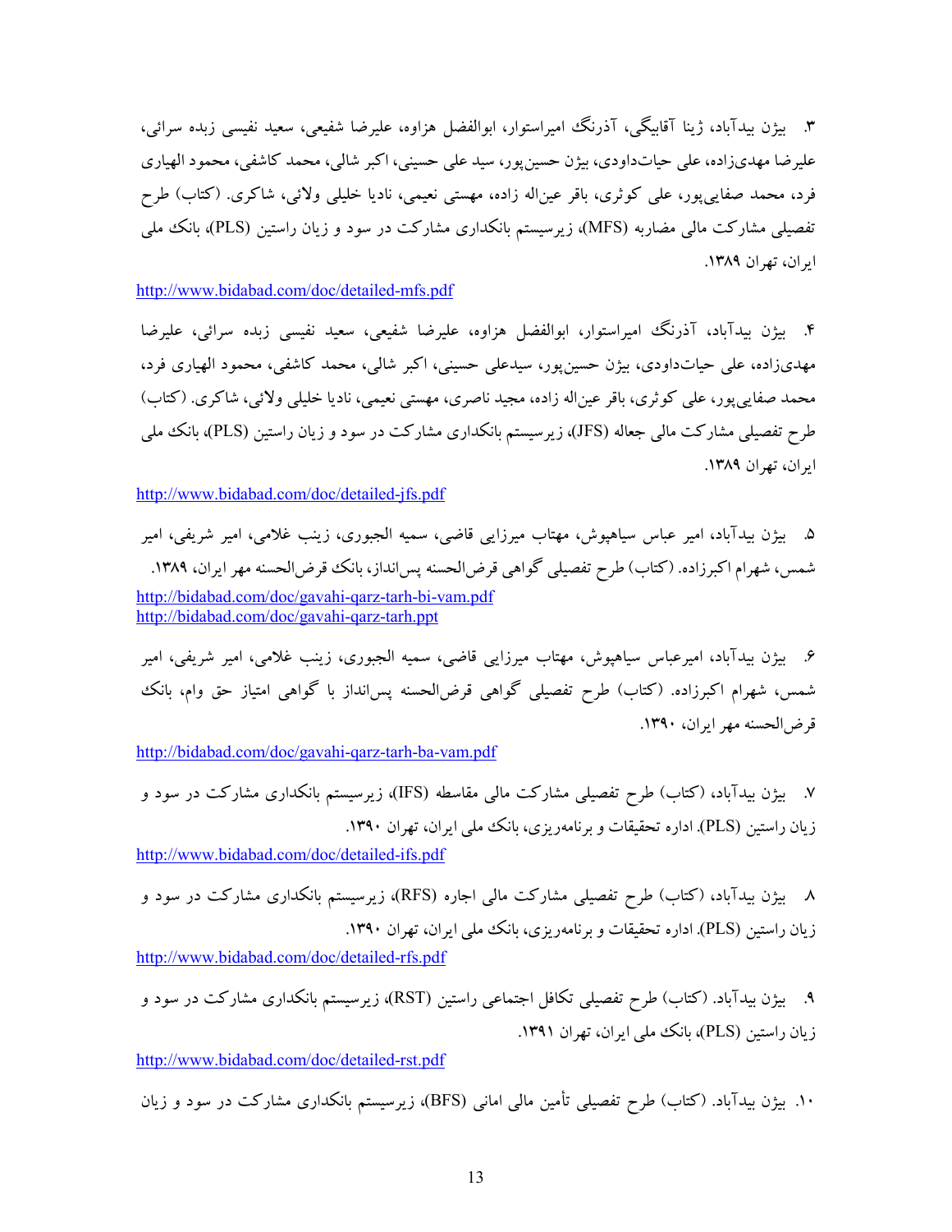۳. بیژن بیدآباد، ژینا آقابیگی، آذرنگ امیراستوار، ابوالفضل هزاوه، علیرضا شفیعی، سعید نفیسی زبده سرائی، علیرضا مهدی‌زاده، علی حیات‌داودی، بیژن حسین‌پور، سید علی حسینی، اکبر شالی، محمد کاشفی، محمود الهیاری فرد، محمد صفایی‌پور، علی کوثری، باقر عین‌اله زاده، مهستی نعیمی، نادیا خلیلی ولائی، شاکری. (کتاب) طرح تفصیلی مشارکت مالی مضاربه (MFS)، زیرسیستم بانکداری مشارکت در سود و زیان راستین (PLS)، بانک ملی ایران، تهران ۱۳۸۹.

http://www.bidabad.com/doc/detailed-mfs.pdf

۴. بیژن بیدآباد، آذرنگ امیراستوار، ابوالفضل هزاوه، علیرضا شفیعی، سعید نفیسی زبده سرائی، علیرضا مهدی‌زاده، علی حیات‌داودی، بیژن حسین‌پور، سیدعلی حسینی، اکبر شالی، محمد کاشفی، محمود الهیاری فرد، محمد صفایی‌پور، علی کوثری، باقر عین‌اله زاده، مجید ناصری، مهستی نعیمی، نادیا خلیلی ولائی، شاکری. (کتاب) طرح تفصیلی مشارکت مالی جعاله (JFS)، زیرسیستم بانکداری مشارکت در سود و زیان راستین (PLS)، بانک ملی ایران، تهران ۱۳۸۹.

http://www.bidabad.com/doc/detailed-jfs.pdf

۵. بیژن بیدآباد، امیر عباس سیاهپوش، مهتاب میرزایی قاضی، سمیه الجبوری، زینب غلامی، امیر شریفی، امیر شمس، شهرام اکبرزاده. (کتاب) طرح تفصیلی گواهی قرض‌الحسنه پس‌انداز، بانک قرض‌الحسنه مهر ایران، ۱۳۸۹.
http://bidabad.com/doc/gavahi-qarz-tarh-bi-vam.pdf
http://bidabad.com/doc/gavahi-qarz-tarh.ppt

۶. بیژن بیدآباد، امیرعباس سیاهپوش، مهتاب میرزایی قاضی، سمیه الجبوری، زینب غلامی، امیر شریفی، امیر شمس، شهرام اکبرزاده. (کتاب) طرح تفصیلی گواهی قرض‌الحسنه پس‌انداز با گواهی امتیاز حق وام، بانک قرض‌الحسنه مهر ایران، ۱۳۹۰.

http://bidabad.com/doc/gavahi-qarz-tarh-ba-vam.pdf

۷. بیژن بیدآباد، (کتاب) طرح تفصیلی مشارکت مالی مقاسطه (IFS)، زیرسیستم بانکداری مشارکت در سود و زیان راستین (PLS). اداره تحقیقات و برنامه‌ریزی، بانک ملی ایران، تهران ۱۳۹۰.
http://www.bidabad.com/doc/detailed-ifs.pdf

۸. بیژن بیدآباد، (کتاب) طرح تفصیلی مشارکت مالی اجاره (RFS)، زیرسیستم بانکداری مشارکت در سود و زیان راستین (PLS). اداره تحقیقات و برنامه‌ریزی، بانک ملی ایران، تهران ۱۳۹۰.
http://www.bidabad.com/doc/detailed-rfs.pdf

۹. بیژن بیدآباد. (کتاب) طرح تفصیلی تکافل اجتماعی راستین (RST)، زیرسیستم بانکداری مشارکت در سود و زیان راستین (PLS)، بانک ملی ایران، تهران ۱۳۹۱.

http://www.bidabad.com/doc/detailed-rst.pdf

۱۰. بیژن بیدآباد. (کتاب) طرح تفصیلی تأمین مالی امانی (BFS)، زیرسیستم بانکداری مشارکت در سود و زیان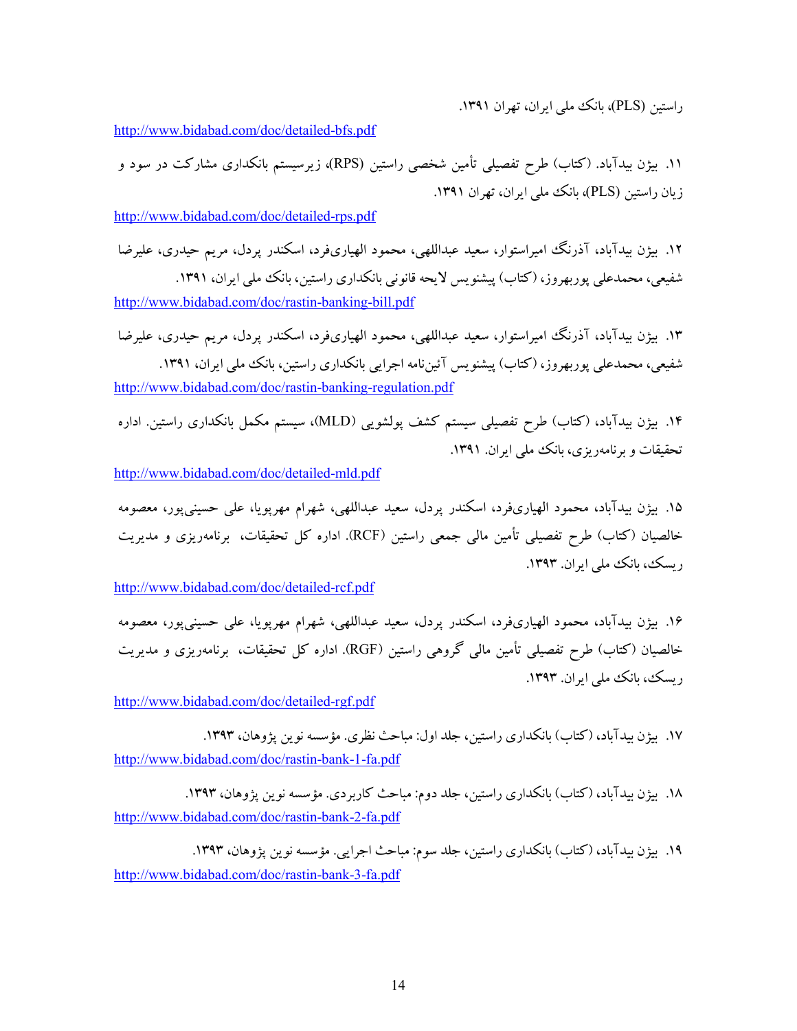راستین (PLS)، بانک ملی ایران، تهران ۱۳۹۱.

http://www.bidabad.com/doc/detailed-bfs.pdf

۱۱. بیژن بیدآباد. (کتاب) طرح تفصیلی تأمین شخصی راستین (RPS)، زیرسیستم بانکداری مشارکت در سود و زیان راستین (PLS)، بانک ملی ایران، تهران ۱۳۹۱.

http://www.bidabad.com/doc/detailed-rps.pdf

۱۲. بیژن بیدآباد، آذرنگ امیراستوار، سعید عبداللهی، محمود الهیاری‌فرد، اسکندر پردل، مریم حیدری، علیرضا شفیعی، محمدعلی پوربهروز، (کتاب) پیشنویس لایحه قانونی بانکداری راستین، بانک ملی ایران، ۱۳۹۱.
http://www.bidabad.com/doc/rastin-banking-bill.pdf

۱۳. بیژن بیدآباد، آذرنگ امیراستوار، سعید عبداللهی، محمود الهیاری‌فرد، اسکندر پردل، مریم حیدری، علیرضا شفیعی، محمدعلی پوربهروز، (کتاب) پیشنویس آئین‌نامه اجرایی بانکداری راستین، بانک ملی ایران، ۱۳۹۱.
http://www.bidabad.com/doc/rastin-banking-regulation.pdf

۱۴. بیژن بیدآباد، (کتاب) طرح تفصیلی سیستم کشف پولشویی (MLD)، سیستم مکمل بانکداری راستین. اداره تحقیقات و برنامه‌ریزی، بانک ملی ایران. ۱۳۹۱.

http://www.bidabad.com/doc/detailed-mld.pdf

۱۵. بیژن بیدآباد، محمود الهیاری‌فرد، اسکندر پردل، سعید عبداللهی، شهرام مهرپویا، علی حسینی‌پور، معصومه خالصیان (کتاب) طرح تفصیلی تأمین مالی جمعی راستین (RCF). اداره کل تحقیقات، برنامه‌ریزی و مدیریت ریسک، بانک ملی ایران. ۱۳۹۳.

http://www.bidabad.com/doc/detailed-rcf.pdf

۱۶. بیژن بیدآباد، محمود الهیاری‌فرد، اسکندر پردل، سعید عبداللهی، شهرام مهرپویا، علی حسینی‌پور، معصومه خالصیان (کتاب) طرح تفصیلی تأمین مالی گروهی راستین (RGF). اداره کل تحقیقات، برنامه‌ریزی و مدیریت ریسک، بانک ملی ایران. ۱۳۹۳.

http://www.bidabad.com/doc/detailed-rgf.pdf

۱۷. بیژن بیدآباد، (کتاب) بانکداری راستین، جلد اول: مباحث نظری. مؤسسه نوین پژوهان، ۱۳۹۳.
http://www.bidabad.com/doc/rastin-bank-1-fa.pdf

۱۸. بیژن بیدآباد، (کتاب) بانکداری راستین، جلد دوم: مباحث کاربردی. مؤسسه نوین پژوهان، ۱۳۹۳.
http://www.bidabad.com/doc/rastin-bank-2-fa.pdf

۱۹. بیژن بیدآباد، (کتاب) بانکداری راستین، جلد سوم: مباحث اجرایی. مؤسسه نوین پژوهان، ۱۳۹۳.
http://www.bidabad.com/doc/rastin-bank-3-fa.pdf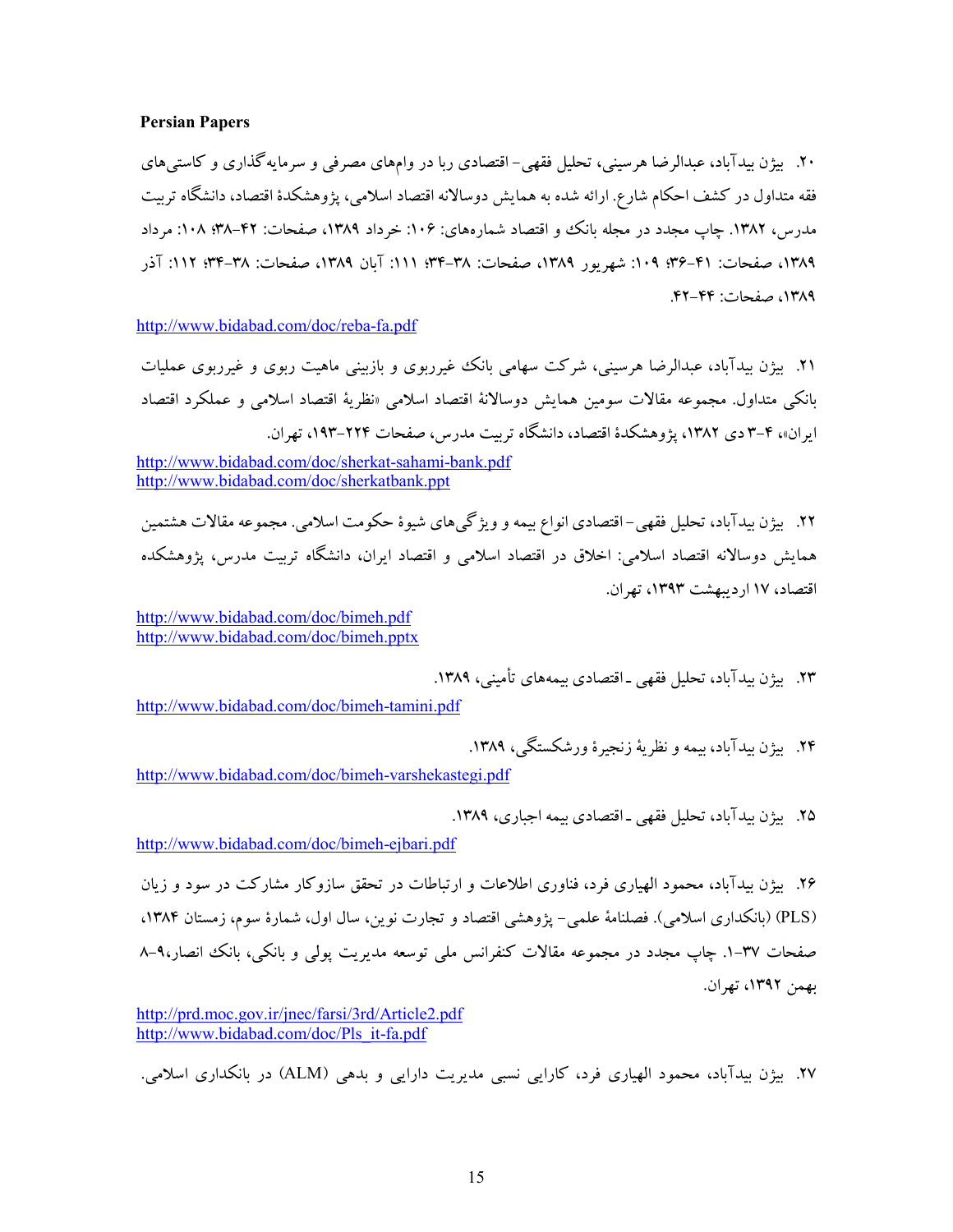**Persian Papers**

۲۰. بیژن بیدآباد، عبدالرضا هرسینی، تحلیل فقهی- اقتصادی ربا در وام‌های مصرفی و سرمایه‌گذاری و کاستی‌های فقه متداول در کشف احکام شارع. ارائه شده به همایش دوسالانه اقتصاد اسلامی، پژوهشکدهٔ اقتصاد، دانشگاه تربیت مدرس، ۱۳۸۲. چاپ مجدد در مجله بانک و اقتصاد شماره‌های: ۱۰۶: خرداد ۱۳۸۹، صفحات: ۴۲-۳۸؛ ۱۰۸: مرداد ۱۳۸۹، صفحات: ۴۱-۳۶؛ ۱۰۹: شهریور ۱۳۸۹، صفحات: ۳۸-۳۴؛ ۱۱۱: آبان ۱۳۸۹، صفحات: ۳۸-۳۴؛ ۱۱۲: آذر ۱۳۸۹، صفحات: ۴۴-۴۲.

http://www.bidabad.com/doc/reba-fa.pdf

۲۱. بیژن بیدآباد، عبدالرضا هرسینی، شرکت سهامی بانک غیرربوی و بازبینی ماهیت ربوی و غیرربوی عملیات بانکی متداول. مجموعه مقالات سومین همایش دوسالانهٔ اقتصاد اسلامی «نظریهٔ اقتصاد اسلامی و عملکرد اقتصاد ایران»، ۴-۳ دی ۱۳۸۲، پژوهشکدهٔ اقتصاد، دانشگاه تربیت مدرس، صفحات ۲۲۴-۱۹۳، تهران.

http://www.bidabad.com/doc/sherkat-sahami-bank.pdf
http://www.bidabad.com/doc/sherkatbank.ppt

۲۲. بیژن بیدآباد، تحلیل فقهی- اقتصادی انواع بیمه و ویژگی‌های شیوهٔ حکومت اسلامی. مجموعه مقالات هشتمین همایش دوسالانه اقتصاد اسلامی: اخلاق در اقتصاد اسلامی و اقتصاد ایران، دانشگاه تربیت مدرس، پژوهشکده اقتصاد، ۱۷ اردیبهشت ۱۳۹۳، تهران.

http://www.bidabad.com/doc/bimeh.pdf
http://www.bidabad.com/doc/bimeh.pptx

۲۳. بیژن بیدآباد، تحلیل فقهی ـ اقتصادی بیمه‌های تأمینی، ۱۳۸۹.

http://www.bidabad.com/doc/bimeh-tamini.pdf

۲۴. بیژن بیدآباد، بیمه و نظریهٔ زنجیرهٔ ورشکستگی، ۱۳۸۹.

http://www.bidabad.com/doc/bimeh-varshekastegi.pdf

۲۵. بیژن بیدآباد، تحلیل فقهی ـ اقتصادی بیمه اجباری، ۱۳۸۹.

http://www.bidabad.com/doc/bimeh-ejbari.pdf

۲۶. بیژن بیدآباد، محمود الهیاری فرد، فناوری اطلاعات و ارتباطات در تحقق سازوکار مشارکت در سود و زیان (PLS) (بانکداری اسلامی). فصلنامهٔ علمی- پژوهشی اقتصاد و تجارت نوین، سال اول، شمارهٔ سوم، زمستان ۱۳۸۴، صفحات ۳۷-۱. چاپ مجدد در مجموعه مقالات کنفرانس ملی توسعه مدیریت پولی و بانکی، بانک انصار،۹-۸ بهمن ۱۳۹۲، تهران.

http://prd.moc.gov.ir/jnec/farsi/3rd/Article2.pdf
http://www.bidabad.com/doc/Pls_it-fa.pdf

۲۷. بیژن بیدآباد، محمود الهیاری فرد، کارایی نسبی مدیریت دارایی و بدهی (ALM) در بانکداری اسلامی.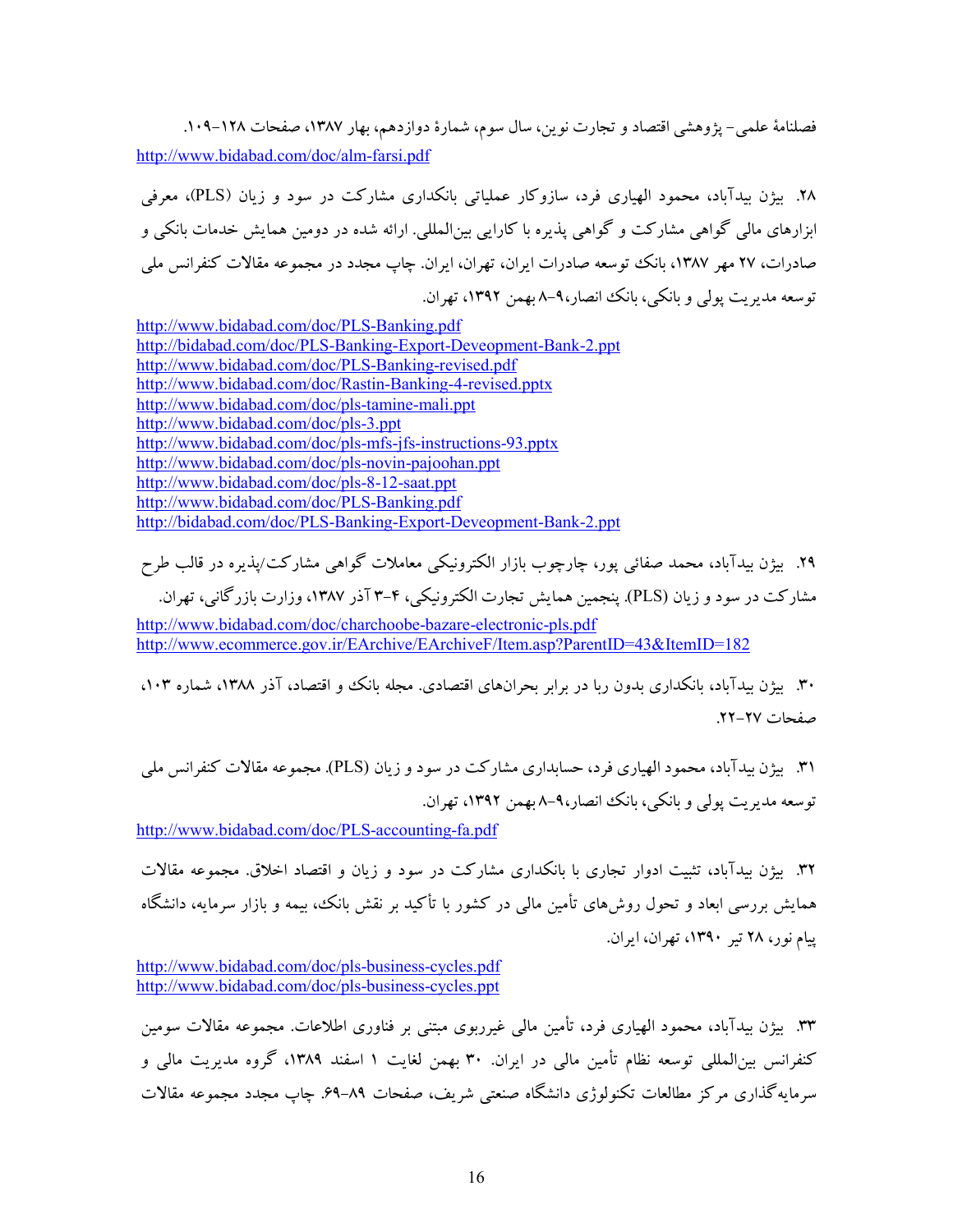فصلنامهٔ علمی- پژوهشی اقتصاد و تجارت نوین، سال سوم، شمارهٔ دوازدهم، بهار ۱۳۸۷، صفحات ۱۲۸-۱۰۹.
http://www.bidabad.com/doc/alm-farsi.pdf

۲۸. بیژن بیدآباد، محمود الهیاری فرد، سازوکار عملیاتی بانکداری مشارکت در سود و زیان (PLS)، معرفی ابزارهای مالی گواهی مشارکت و گواهی پذیره با کارایی بین‌المللی. ارائه شده در دومین همایش خدمات بانکی و صادرات، ۲۷ مهر ۱۳۸۷، بانک توسعه صادرات ایران، تهران، ایران. چاپ مجدد در مجموعه مقالات کنفرانس ملی توسعه مدیریت پولی و بانکی، بانک انصار،۹-۸ بهمن ۱۳۹۲، تهران.

http://www.bidabad.com/doc/PLS-Banking.pdf
http://bidabad.com/doc/PLS-Banking-Export-Deveopment-Bank-2.ppt
http://www.bidabad.com/doc/PLS-Banking-revised.pdf
http://www.bidabad.com/doc/Rastin-Banking-4-revised.pptx
http://www.bidabad.com/doc/pls-tamine-mali.ppt
http://www.bidabad.com/doc/pls-3.ppt
http://www.bidabad.com/doc/pls-mfs-jfs-instructions-93.pptx
http://www.bidabad.com/doc/pls-novin-pajoohan.ppt
http://www.bidabad.com/doc/pls-8-12-saat.ppt
http://www.bidabad.com/doc/PLS-Banking.pdf
http://bidabad.com/doc/PLS-Banking-Export-Deveopment-Bank-2.ppt

۲۹. بیژن بیدآباد، محمد صفائی پور، چارچوب بازار الکترونیکی معاملات گواهی مشارکت/پذیره در قالب طرح مشارکت در سود و زیان (PLS). پنجمین همایش تجارت الکترونیکی، ۴-۳ آذر ۱۳۸۷، وزارت بازرگانی، تهران.
http://www.bidabad.com/doc/charchoobe-bazare-electronic-pls.pdf
http://www.ecommerce.gov.ir/EArchive/EArchiveF/Item.asp?ParentID=43&ItemID=182

۳۰. بیژن بیدآباد، بانکداری بدون ربا در برابر بحران‌های اقتصادی. مجله بانک و اقتصاد، آذر ۱۳۸۸، شماره ۱۰۳، صفحات ۲۷-۲۲.

۳۱. بیژن بیدآباد، محمود الهیاری فرد، حسابداری مشارکت در سود و زیان (PLS). مجموعه مقالات کنفرانس ملی توسعه مدیریت پولی و بانکی، بانک انصار،۹-۸ بهمن ۱۳۹۲، تهران.
http://www.bidabad.com/doc/PLS-accounting-fa.pdf

۳۲. بیژن بیدآباد، تثبیت ادوار تجاری با بانکداری مشارکت در سود و زیان و اقتصاد اخلاق. مجموعه مقالات همایش بررسی ابعاد و تحول روش‌های تأمین مالی در کشور با تأکید بر نقش بانک، بیمه و بازار سرمایه، دانشگاه پیام نور، ۲۸ تیر ۱۳۹۰، تهران، ایران.

http://www.bidabad.com/doc/pls-business-cycles.pdf
http://www.bidabad.com/doc/pls-business-cycles.ppt

۳۳. بیژن بیدآباد، محمود الهیاری فرد، تأمین مالی غیرربوی مبتنی بر فناوری اطلاعات. مجموعه مقالات سومین کنفرانس بین‌المللی توسعه نظام تأمین مالی در ایران. ۳۰ بهمن لغایت ۱ اسفند ۱۳۸۹، گروه مدیریت مالی و سرمایه‌گذاری مرکز مطالعات تکنولوژی دانشگاه صنعتی شریف، صفحات ۸۹-۶۹. چاپ مجدد مجموعه مقالات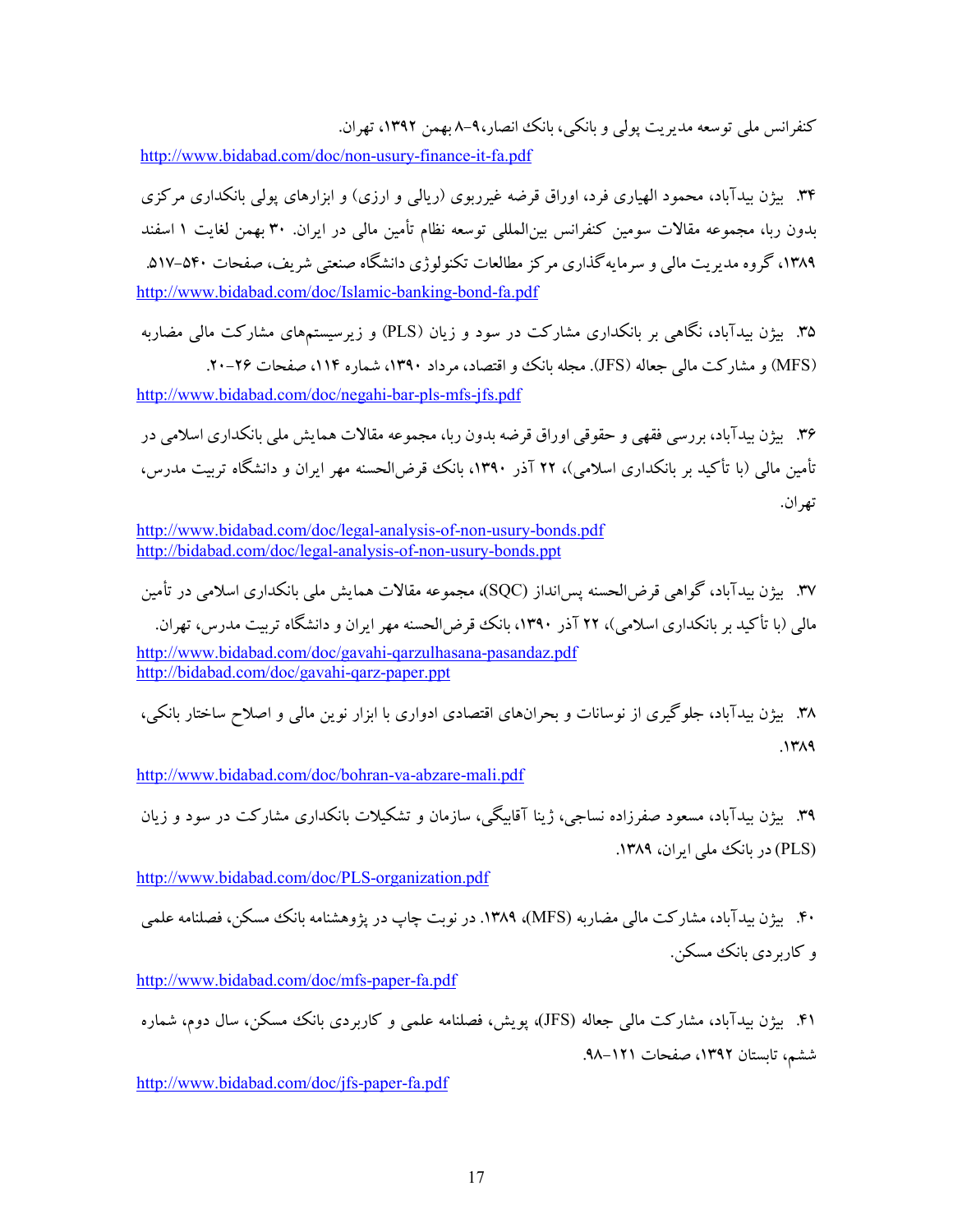کنفرانس ملی توسعه مدیریت پولی و بانکی، بانک انصار،۹-۸ بهمن ۱۳۹۲، تهران.
http://www.bidabad.com/doc/non-usury-finance-it-fa.pdf

۳۴. بیژن بیدآباد، محمود الهیاری فرد، اوراق قرضه غیرربوی (ریالی و ارزی) و ابزارهای پولی بانکداری مرکزی بدون ربا، مجموعه مقالات سومین کنفرانس بین‌المللی توسعه نظام تأمین مالی در ایران. ۳۰ بهمن لغایت ۱ اسفند ۱۳۸۹، گروه مدیریت مالی و سرمایه‌گذاری مرکز مطالعات تکنولوژی دانشگاه صنعتی شریف، صفحات ۵۴۰-۵۱۷.
http://www.bidabad.com/doc/Islamic-banking-bond-fa.pdf

۳۵. بیژن بیدآباد، نگاهی بر بانکداری مشارکت در سود و زیان (PLS) و زیرسیستم‌های مشارکت مالی مضاربه (MFS) و مشارکت مالی جعاله (JFS). مجله بانک و اقتصاد، مرداد ۱۳۹۰، شماره ۱۱۴، صفحات ۲۶-۲۰.
http://www.bidabad.com/doc/negahi-bar-pls-mfs-jfs.pdf

۳۶. بیژن بیدآباد، بررسی فقهی و حقوقی اوراق قرضه بدون ربا، مجموعه مقالات همایش ملی بانکداری اسلامی در تأمین مالی (با تأکید بر بانکداری اسلامی)، ۲۲ آذر ۱۳۹۰، بانک قرض‌الحسنه مهر ایران و دانشگاه تربیت مدرس، تهران.
http://www.bidabad.com/doc/legal-analysis-of-non-usury-bonds.pdf
http://bidabad.com/doc/legal-analysis-of-non-usury-bonds.ppt

۳۷. بیژن بیدآباد، گواهی قرض‌الحسنه پس‌انداز (SQC)، مجموعه مقالات همایش ملی بانکداری اسلامی در تأمین مالی (با تأکید بر بانکداری اسلامی)، ۲۲ آذر ۱۳۹۰، بانک قرض‌الحسنه مهر ایران و دانشگاه تربیت مدرس، تهران.
http://www.bidabad.com/doc/gavahi-qarzulhasana-pasandaz.pdf
http://bidabad.com/doc/gavahi-qarz-paper.ppt

۳۸. بیژن بیدآباد، جلوگیری از نوسانات و بحران‌های اقتصادی ادواری با ابزار نوین مالی و اصلاح ساختار بانکی، ۱۳۸۹.
http://www.bidabad.com/doc/bohran-va-abzare-mali.pdf

۳۹. بیژن بیدآباد، مسعود صفرزاده نساجی، ژینا آقابیگی، سازمان و تشکیلات بانکداری مشارکت در سود و زیان (PLS) در بانک ملی ایران، ۱۳۸۹.
http://www.bidabad.com/doc/PLS-organization.pdf

۴۰. بیژن بیدآباد، مشارکت مالی مضاربه (MFS)، ۱۳۸۹. در نوبت چاپ در پژوهشنامه بانک مسکن، فصلنامه علمی و کاربردی بانک مسکن.
http://www.bidabad.com/doc/mfs-paper-fa.pdf

۴۱. بیژن بیدآباد، مشارکت مالی جعاله (JFS)، پویش، فصلنامه علمی و کاربردی بانک مسکن، سال دوم، شماره ششم، تابستان ۱۳۹۲، صفحات ۱۲۱-۹۸.
http://www.bidabad.com/doc/jfs-paper-fa.pdf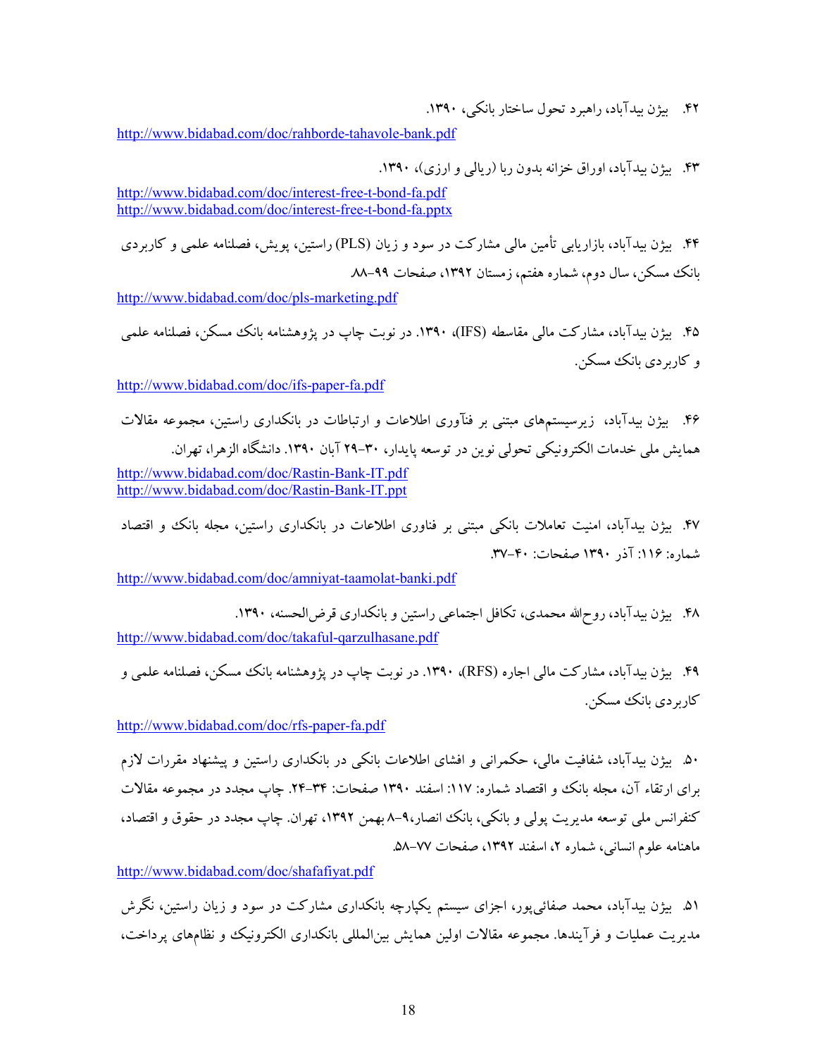۴۲. بیژن بیدآباد، راهبرد تحول ساختار بانکی، ۱۳۹۰.

http://www.bidabad.com/doc/rahborde-tahavole-bank.pdf

۴۳. بیژن بیدآباد، اوراق خزانه بدون ربا (ریالی و ارزی)، ۱۳۹۰.

http://www.bidabad.com/doc/interest-free-t-bond-fa.pdf
http://www.bidabad.com/doc/interest-free-t-bond-fa.pptx

۴۴. بیژن بیدآباد، بازاریابی تأمین مالی مشارکت در سود و زیان (PLS) راستین، پویش، فصلنامه علمی و کاربردی بانک مسکن، سال دوم، شماره هفتم، زمستان ۱۳۹۲، صفحات ۹۹-۸۸.

http://www.bidabad.com/doc/pls-marketing.pdf

۴۵. بیژن بیدآباد، مشارکت مالی مقاسطه (IFS)، ۱۳۹۰. در نوبت چاپ در پژوهشنامه بانک مسکن، فصلنامه علمی و کاربردی بانک مسکن.

http://www.bidabad.com/doc/ifs-paper-fa.pdf

۴۶. بیژن بیدآباد، زیرسیستم‌های مبتنی بر فنآوری اطلاعات و ارتباطات در بانکداری راستین، مجموعه مقالات همایش ملی خدمات الکترونیکی تحولی نوین در توسعه پایدار، ۳۰-۲۹ آبان ۱۳۹۰. دانشگاه الزهرا، تهران.

http://www.bidabad.com/doc/Rastin-Bank-IT.pdf
http://www.bidabad.com/doc/Rastin-Bank-IT.ppt

۴۷. بیژن بیدآباد، امنیت تعاملات بانکی مبتنی بر فناوری اطلاعات در بانکداری راستین، مجله بانک و اقتصاد شماره: ۱۱۶: آذر ۱۳۹۰ صفحات: ۴۰-۳۷.

http://www.bidabad.com/doc/amniyat-taamolat-banki.pdf

۴۸. بیژن بیدآباد، روح‌الله محمدی، تکافل اجتماعی راستین و بانکداری قرض‌الحسنه، ۱۳۹۰.

http://www.bidabad.com/doc/takaful-qarzulhasane.pdf

۴۹. بیژن بیدآباد، مشارکت مالی اجاره (RFS)، ۱۳۹۰. در نوبت چاپ در پژوهشنامه بانک مسکن، فصلنامه علمی و کاربردی بانک مسکن.

http://www.bidabad.com/doc/rfs-paper-fa.pdf

۵۰. بیژن بیدآباد، شفافیت مالی، حکمرانی و افشای اطلاعات بانکی در بانکداری راستین و پیشنهاد مقررات لازم برای ارتقاء آن، مجله بانک و اقتصاد شماره: ۱۱۷: اسفند ۱۳۹۰ صفحات: ۳۴-۲۴. چاپ مجدد در مجموعه مقالات کنفرانس ملی توسعه مدیریت پولی و بانکی، بانک انصار،۹-۸ بهمن ۱۳۹۲، تهران. چاپ مجدد در حقوق و اقتصاد، ماهنامه علوم انسانی، شماره ۲، اسفند ۱۳۹۲، صفحات ۷۷-۵۸.

http://www.bidabad.com/doc/shafafiyat.pdf

۵۱. بیژن بیدآباد، محمد صفائی‌پور، اجزای سیستم یکپارچه بانکداری مشارکت در سود و زیان راستین، نگرش مدیریت عملیات و فرآیندها. مجموعه مقالات اولین همایش بین‌المللی بانکداری الکترونیک و نظام‌های پرداخت،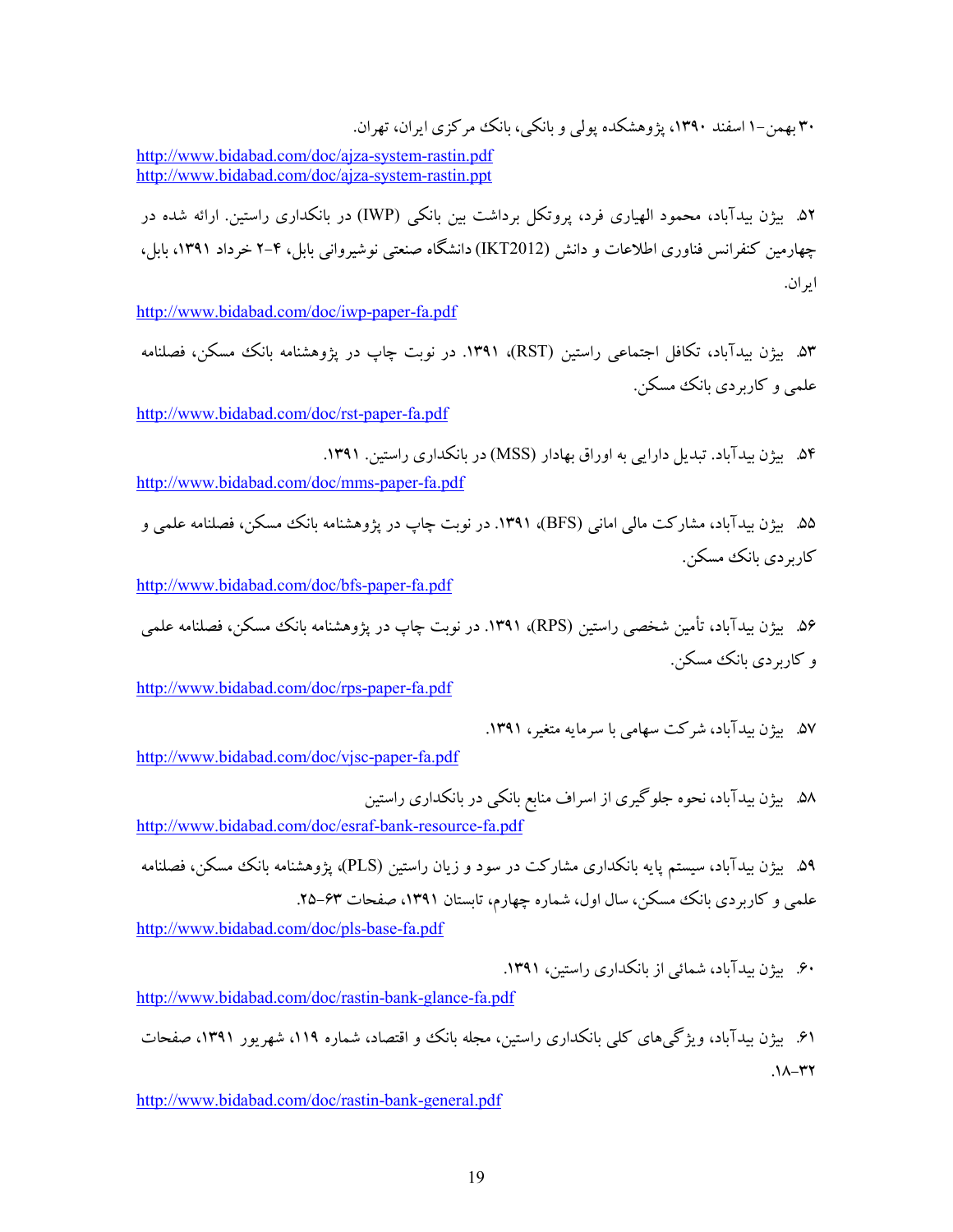۳۰ بهمن-۱ اسفند ۱۳۹۰، پژوهشکده پولی و بانکی، بانک مرکزی ایران، تهران.

http://www.bidabad.com/doc/ajza-system-rastin.pdf
http://www.bidabad.com/doc/ajza-system-rastin.ppt

۵۲. بیژن بیدآباد، محمود الهیاری فرد، پروتکل برداشت بین بانکی (IWP) در بانکداری راستین. ارائه شده در چهارمین کنفرانس فناوری اطلاعات و دانش (IKT2012) دانشگاه صنعتی نوشیروانی بابل، ۴-۲ خرداد ۱۳۹۱، بابل، ایران.

http://www.bidabad.com/doc/iwp-paper-fa.pdf

۵۳. بیژن بیدآباد، تکافل اجتماعی راستین (RST)، ۱۳۹۱. در نوبت چاپ در پژوهشنامه بانک مسکن، فصلنامه علمی و کاربردی بانک مسکن.

http://www.bidabad.com/doc/rst-paper-fa.pdf

۵۴. بیژن بیدآباد. تبدیل دارایی به اوراق بهادار (MSS) در بانکداری راستین. ۱۳۹۱.

http://www.bidabad.com/doc/mms-paper-fa.pdf

۵۵. بیژن بیدآباد، مشارکت مالی امانی (BFS)، ۱۳۹۱. در نوبت چاپ در پژوهشنامه بانک مسکن، فصلنامه علمی و کاربردی بانک مسکن.

http://www.bidabad.com/doc/bfs-paper-fa.pdf

۵۶. بیژن بیدآباد، تأمین شخصی راستین (RPS)، ۱۳۹۱. در نوبت چاپ در پژوهشنامه بانک مسکن، فصلنامه علمی و کاربردی بانک مسکن.

http://www.bidabad.com/doc/rps-paper-fa.pdf

۵۷. بیژن بیدآباد، شرکت سهامی با سرمایه متغیر، ۱۳۹۱.

http://www.bidabad.com/doc/vjsc-paper-fa.pdf

۵۸. بیژن بیدآباد، نحوه جلوگیری از اسراف منابع بانکی در بانکداری راستین

http://www.bidabad.com/doc/esraf-bank-resource-fa.pdf

۵۹. بیژن بیدآباد، سیستم پایه بانکداری مشارکت در سود و زیان راستین (PLS)، پژوهشنامه بانک مسکن، فصلنامه علمی و کاربردی بانک مسکن، سال اول، شماره چهارم، تابستان ۱۳۹۱، صفحات ۶۳-۲۵.

http://www.bidabad.com/doc/pls-base-fa.pdf

۶۰. بیژن بیدآباد، شمائی از بانکداری راستین، ۱۳۹۱.

http://www.bidabad.com/doc/rastin-bank-glance-fa.pdf

۶۱. بیژن بیدآباد، ویژگی‌های کلی بانکداری راستین، مجله بانک و اقتصاد، شماره ۱۱۹، شهریور ۱۳۹۱، صفحات ۳۲-۱۸.

http://www.bidabad.com/doc/rastin-bank-general.pdf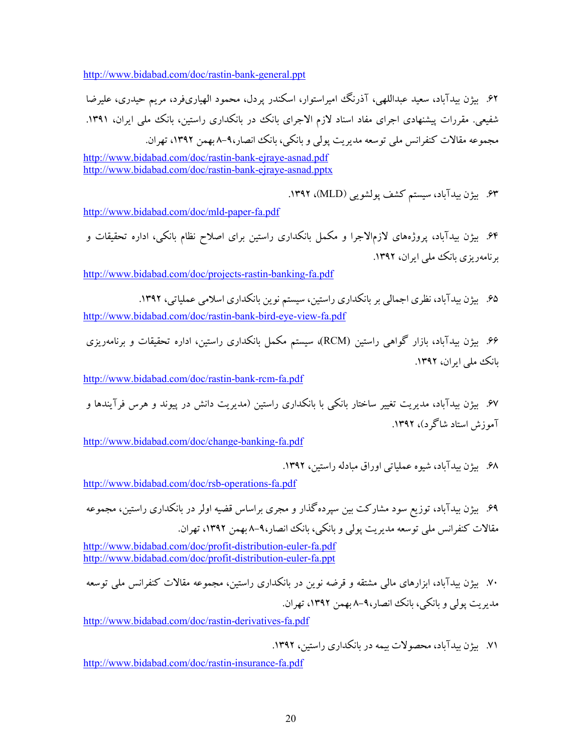http://www.bidabad.com/doc/rastin-bank-general.ppt

۶۲. بیژن بیدآباد، سعید عبداللهی، آذرنگ امیراستوار، اسکندر پردل، محمود الهیاری‌فرد، مریم حیدری، علیرضا شفیعی. مقررات پیشنهادی اجرای مفاد اسناد لازم الاجرای بانک در بانکداری راستین، بانک ملی ایران، ۱۳۹۱. مجموعه مقالات کنفرانس ملی توسعه مدیریت پولی و بانکی، بانک انصار،۹-۸ بهمن ۱۳۹۲، تهران.

http://www.bidabad.com/doc/rastin-bank-ejraye-asnad.pdf
http://www.bidabad.com/doc/rastin-bank-ejraye-asnad.pptx

۶۳. بیژن بیدآباد، سیستم کشف پولشویی (MLD)، ۱۳۹۲.

http://www.bidabad.com/doc/mld-paper-fa.pdf

۶۴. بیژن بیدآباد، پروژه‌های لازم‌الاجرا و مکمل بانکداری راستین برای اصلاح نظام بانکی، اداره تحقیقات و برنامه‌ریزی بانک ملی ایران، ۱۳۹۲.

http://www.bidabad.com/doc/projects-rastin-banking-fa.pdf

۶۵. بیژن بیدآباد، نظری اجمالی بر بانکداری راستین، سیستم نوین بانکداری اسلامی عملیاتی، ۱۳۹۲.
http://www.bidabad.com/doc/rastin-bank-bird-eye-view-fa.pdf

۶۶. بیژن بیدآباد، بازار گواهی راستین (RCM)، سیستم مکمل بانکداری راستین، اداره تحقیقات و برنامه‌ریزی بانک ملی ایران، ۱۳۹۲.

http://www.bidabad.com/doc/rastin-bank-rcm-fa.pdf

۶۷. بیژن بیدآباد، مدیریت تغییر ساختار بانکی با بانکداری راستین (مدیریت دانش در پیوند و هرس فرآیندها و آموزش استاد شاگرد)، ۱۳۹۲.

http://www.bidabad.com/doc/change-banking-fa.pdf

۶۸. بیژن بیدآباد، شیوه عملیاتی اوراق مبادله راستین، ۱۳۹۲.

http://www.bidabad.com/doc/rsb-operations-fa.pdf

۶۹. بیژن بیدآباد، توزیع سود مشارکت بین سپرده‌گذار و مجری براساس قضیه اولر در بانکداری راستین، مجموعه مقالات کنفرانس ملی توسعه مدیریت پولی و بانکی، بانک انصار،۹-۸ بهمن ۱۳۹۲، تهران.

http://www.bidabad.com/doc/profit-distribution-euler-fa.pdf
http://www.bidabad.com/doc/profit-distribution-euler-fa.ppt

۷۰. بیژن بیدآباد، ابزارهای مالی مشتقه و قرضه نوین در بانکداری راستین، مجموعه مقالات کنفرانس ملی توسعه مدیریت پولی و بانکی، بانک انصار،۹-۸ بهمن ۱۳۹۲، تهران.

http://www.bidabad.com/doc/rastin-derivatives-fa.pdf

۷۱. بیژن بیدآباد، محصولات بیمه در بانکداری راستین، ۱۳۹۲.

http://www.bidabad.com/doc/rastin-insurance-fa.pdf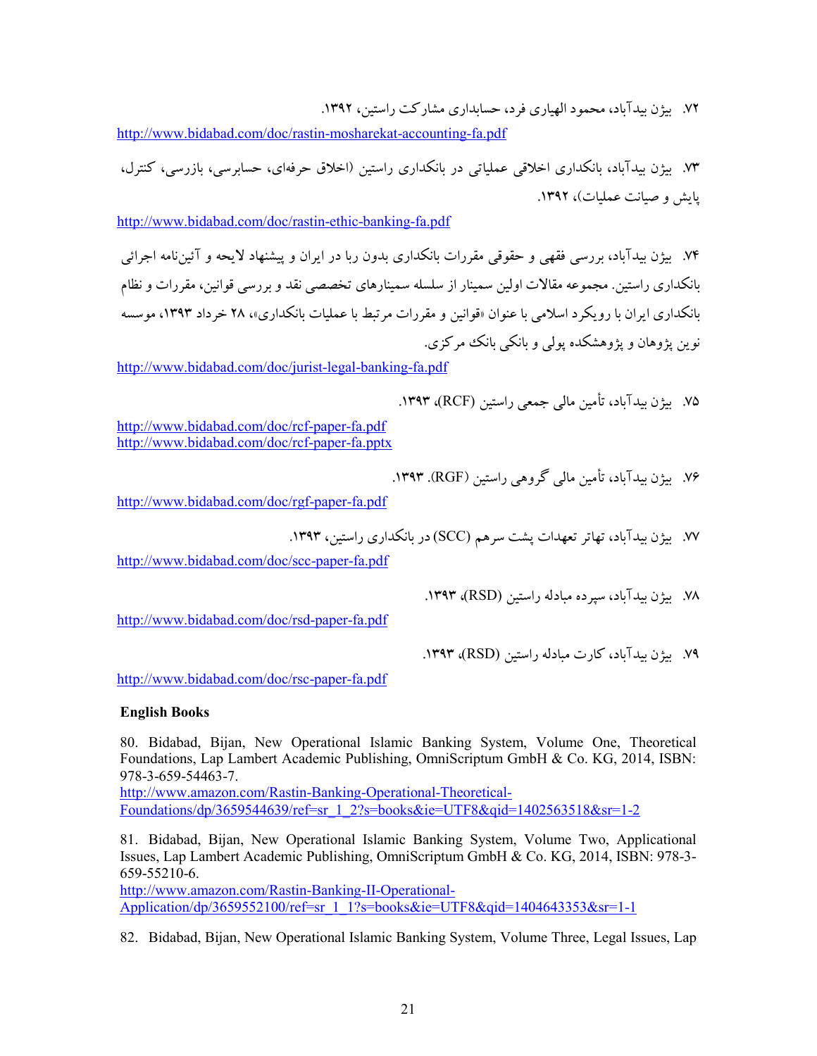۷۲. بیژن بیدآباد، محمود الهیاری فرد، حسابداری مشارکت راستین، ۱۳۹۲.

http://www.bidabad.com/doc/rastin-mosharekat-accounting-fa.pdf

۷۳. بیژن بیدآباد، بانکداری اخلاقی عملیاتی در بانکداری راستین (اخلاق حرفه‌ای، حسابرسی، بازرسی، کنترل، پایش و صیانت عملیات)، ۱۳۹۲.

http://www.bidabad.com/doc/rastin-ethic-banking-fa.pdf

۷۴. بیژن بیدآباد، بررسی فقهی و حقوقی مقررات بانکداری بدون ربا در ایران و پیشنهاد لایحه و آئین‌نامه اجرائی بانکداری راستین. مجموعه مقالات اولین سمینار از سلسله سمینارهای تخصصی نقد و بررسی قوانین، مقررات و نظام بانکداری ایران با رویکرد اسلامی با عنوان «قوانین و مقررات مرتبط با عملیات بانکداری»، ۲۸ خرداد ۱۳۹۳، موسسه نوین پژوهان و پژوهشکده پولی و بانکی بانک مرکزی.

http://www.bidabad.com/doc/jurist-legal-banking-fa.pdf

۷۵. بیژن بیدآباد، تأمین مالی جمعی راستین (RCF)، ۱۳۹۳.

http://www.bidabad.com/doc/rcf-paper-fa.pdf
http://www.bidabad.com/doc/rcf-paper-fa.pptx

۷۶. بیژن بیدآباد، تأمین مالی گروهی راستین (RGF). ۱۳۹۳.

http://www.bidabad.com/doc/rgf-paper-fa.pdf

۷۷. بیژن بیدآباد، تهاتر تعهدات پشت سرهم (SCC) در بانکداری راستین، ۱۳۹۳.

http://www.bidabad.com/doc/scc-paper-fa.pdf

۷۸. بیژن بیدآباد، سپرده مبادله راستین (RSD)، ۱۳۹۳.

http://www.bidabad.com/doc/rsd-paper-fa.pdf

۷۹. بیژن بیدآباد، کارت مبادله راستین (RSD)، ۱۳۹۳.

http://www.bidabad.com/doc/rsc-paper-fa.pdf

**English Books**

80. Bidabad, Bijan, New Operational Islamic Banking System, Volume One, Theoretical Foundations, Lap Lambert Academic Publishing, OmniScriptum GmbH & Co. KG, 2014, ISBN: 978-3-659-54463-7.
http://www.amazon.com/Rastin-Banking-Operational-Theoretical-Foundations/dp/3659544639/ref=sr_1_2?s=books&ie=UTF8&qid=1402563518&sr=1-2

81. Bidabad, Bijan, New Operational Islamic Banking System, Volume Two, Applicational Issues, Lap Lambert Academic Publishing, OmniScriptum GmbH & Co. KG, 2014, ISBN: 978-3-659-55210-6.
http://www.amazon.com/Rastin-Banking-II-Operational-Application/dp/3659552100/ref=sr_1_1?s=books&ie=UTF8&qid=1404643353&sr=1-1

82. Bidabad, Bijan, New Operational Islamic Banking System, Volume Three, Legal Issues, Lap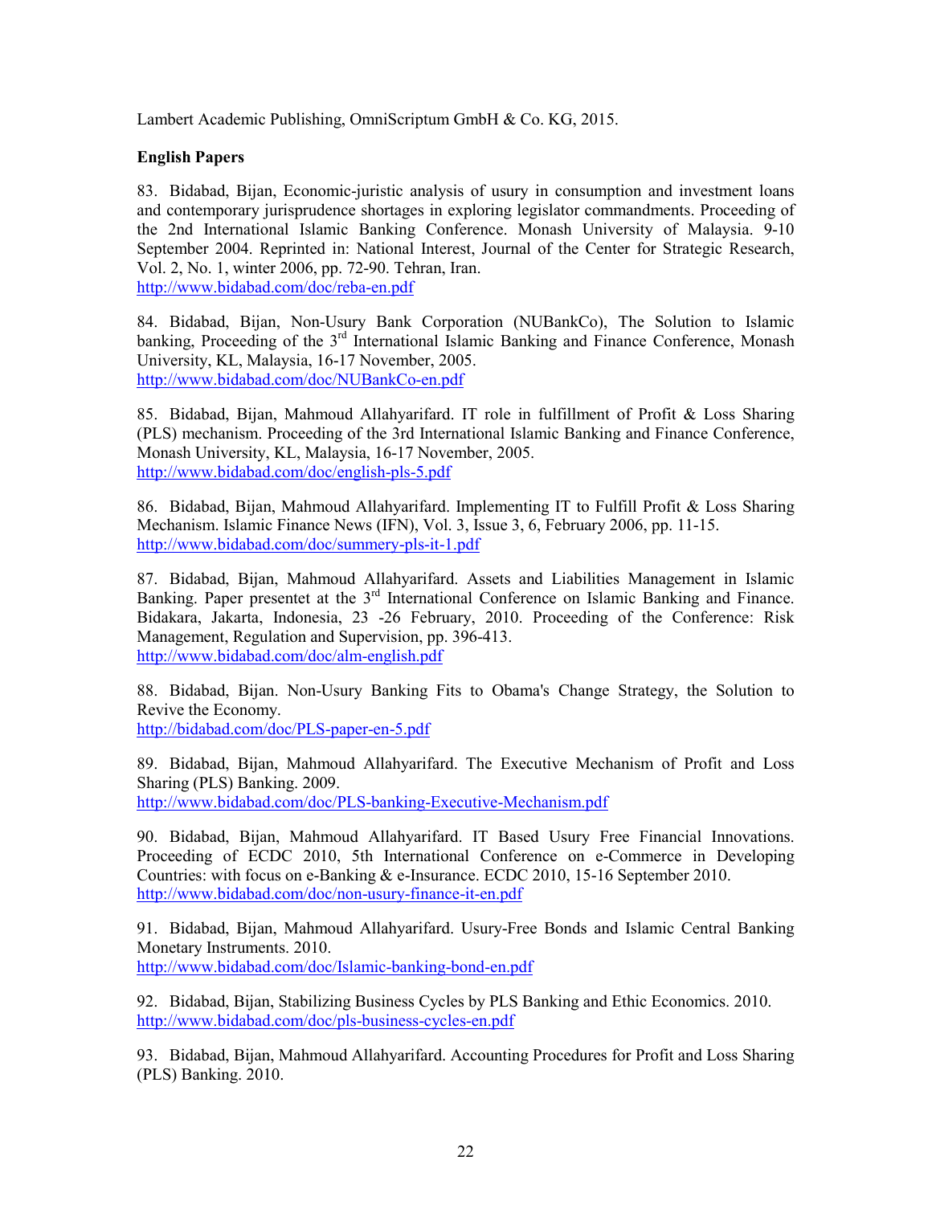Lambert Academic Publishing, OmniScriptum GmbH & Co. KG, 2015.

**English Papers**

83. Bidabad, Bijan, Economic-juristic analysis of usury in consumption and investment loans and contemporary jurisprudence shortages in exploring legislator commandments. Proceeding of the 2nd International Islamic Banking Conference. Monash University of Malaysia. 9-10 September 2004. Reprinted in: National Interest, Journal of the Center for Strategic Research, Vol. 2, No. 1, winter 2006, pp. 72-90. Tehran, Iran.
http://www.bidabad.com/doc/reba-en.pdf

84. Bidabad, Bijan, Non-Usury Bank Corporation (NUBankCo), The Solution to Islamic banking, Proceeding of the 3rd International Islamic Banking and Finance Conference, Monash University, KL, Malaysia, 16-17 November, 2005.
http://www.bidabad.com/doc/NUBankCo-en.pdf

85. Bidabad, Bijan, Mahmoud Allahyarifard. IT role in fulfillment of Profit & Loss Sharing (PLS) mechanism. Proceeding of the 3rd International Islamic Banking and Finance Conference, Monash University, KL, Malaysia, 16-17 November, 2005.
http://www.bidabad.com/doc/english-pls-5.pdf

86. Bidabad, Bijan, Mahmoud Allahyarifard. Implementing IT to Fulfill Profit & Loss Sharing Mechanism. Islamic Finance News (IFN), Vol. 3, Issue 3, 6, February 2006, pp. 11-15.
http://www.bidabad.com/doc/summery-pls-it-1.pdf

87. Bidabad, Bijan, Mahmoud Allahyarifard. Assets and Liabilities Management in Islamic Banking. Paper presentet at the 3rd International Conference on Islamic Banking and Finance. Bidakara, Jakarta, Indonesia, 23 -26 February, 2010. Proceeding of the Conference: Risk Management, Regulation and Supervision, pp. 396-413.
http://www.bidabad.com/doc/alm-english.pdf

88. Bidabad, Bijan. Non-Usury Banking Fits to Obama's Change Strategy, the Solution to Revive the Economy.
http://bidabad.com/doc/PLS-paper-en-5.pdf

89. Bidabad, Bijan, Mahmoud Allahyarifard. The Executive Mechanism of Profit and Loss Sharing (PLS) Banking. 2009.
http://www.bidabad.com/doc/PLS-banking-Executive-Mechanism.pdf

90. Bidabad, Bijan, Mahmoud Allahyarifard. IT Based Usury Free Financial Innovations. Proceeding of ECDC 2010, 5th International Conference on e-Commerce in Developing Countries: with focus on e-Banking & e-Insurance. ECDC 2010, 15-16 September 2010.
http://www.bidabad.com/doc/non-usury-finance-it-en.pdf

91. Bidabad, Bijan, Mahmoud Allahyarifard. Usury-Free Bonds and Islamic Central Banking Monetary Instruments. 2010.
http://www.bidabad.com/doc/Islamic-banking-bond-en.pdf

92. Bidabad, Bijan, Stabilizing Business Cycles by PLS Banking and Ethic Economics. 2010.
http://www.bidabad.com/doc/pls-business-cycles-en.pdf

93. Bidabad, Bijan, Mahmoud Allahyarifard. Accounting Procedures for Profit and Loss Sharing (PLS) Banking. 2010.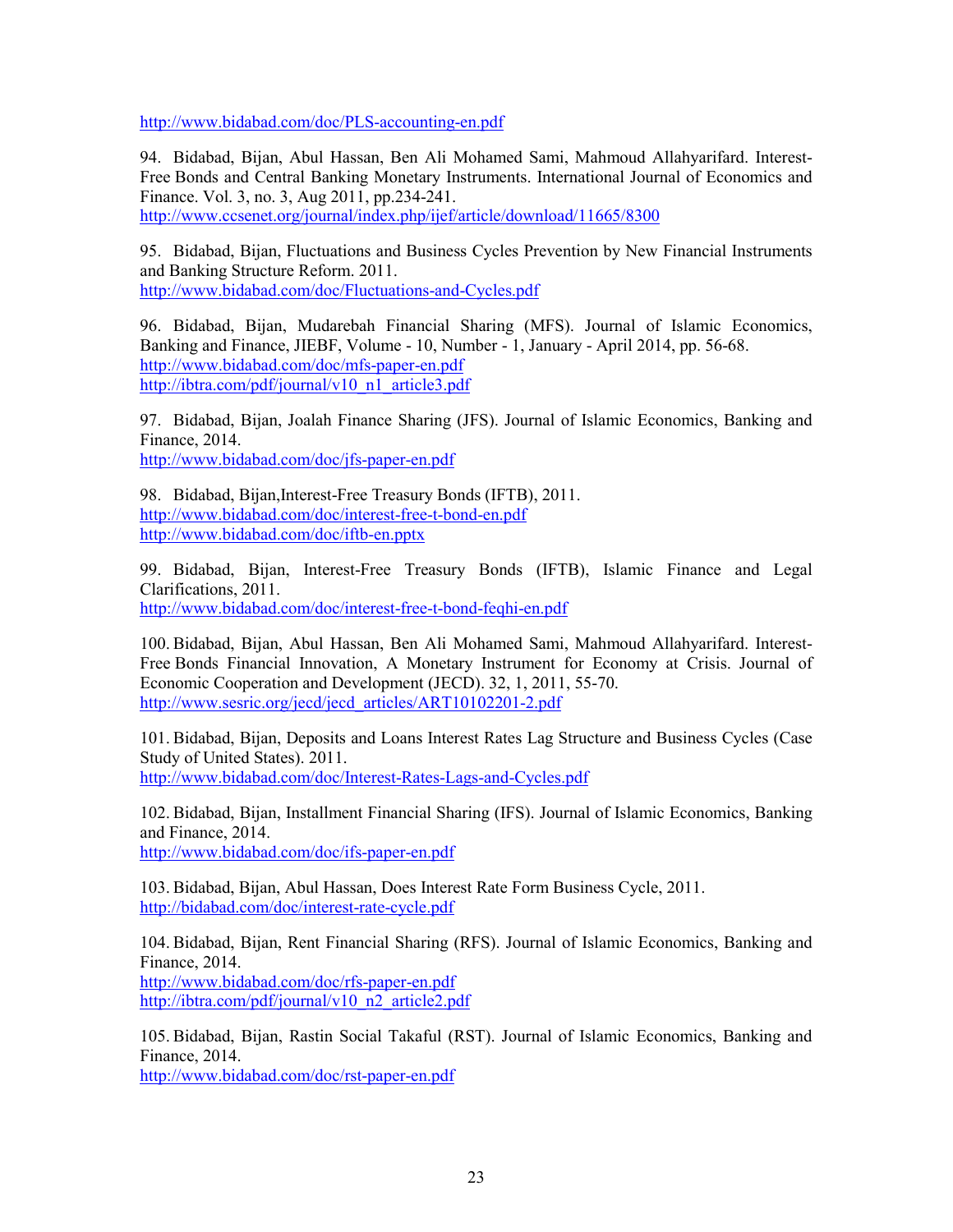http://www.bidabad.com/doc/PLS-accounting-en.pdf

94. Bidabad, Bijan, Abul Hassan, Ben Ali Mohamed Sami, Mahmoud Allahyarifard. Interest-Free Bonds and Central Banking Monetary Instruments. International Journal of Economics and Finance. Vol. 3, no. 3, Aug 2011, pp.234-241.
http://www.ccsenet.org/journal/index.php/ijef/article/download/11665/8300

95. Bidabad, Bijan, Fluctuations and Business Cycles Prevention by New Financial Instruments and Banking Structure Reform. 2011.
http://www.bidabad.com/doc/Fluctuations-and-Cycles.pdf

96. Bidabad, Bijan, Mudarebah Financial Sharing (MFS). Journal of Islamic Economics, Banking and Finance, JIEBF, Volume - 10, Number - 1, January - April 2014, pp. 56-68.
http://www.bidabad.com/doc/mfs-paper-en.pdf
http://ibtra.com/pdf/journal/v10_n1_article3.pdf

97. Bidabad, Bijan, Joalah Finance Sharing (JFS). Journal of Islamic Economics, Banking and Finance, 2014.
http://www.bidabad.com/doc/jfs-paper-en.pdf

98. Bidabad, Bijan,Interest-Free Treasury Bonds (IFTB), 2011.
http://www.bidabad.com/doc/interest-free-t-bond-en.pdf
http://www.bidabad.com/doc/iftb-en.pptx

99. Bidabad, Bijan, Interest-Free Treasury Bonds (IFTB), Islamic Finance and Legal Clarifications, 2011.
http://www.bidabad.com/doc/interest-free-t-bond-feqhi-en.pdf

100. Bidabad, Bijan, Abul Hassan, Ben Ali Mohamed Sami, Mahmoud Allahyarifard. Interest-Free Bonds Financial Innovation, A Monetary Instrument for Economy at Crisis. Journal of Economic Cooperation and Development (JECD). 32, 1, 2011, 55-70.
http://www.sesric.org/jecd/jecd_articles/ART10102201-2.pdf

101. Bidabad, Bijan, Deposits and Loans Interest Rates Lag Structure and Business Cycles (Case Study of United States). 2011.
http://www.bidabad.com/doc/Interest-Rates-Lags-and-Cycles.pdf

102. Bidabad, Bijan, Installment Financial Sharing (IFS). Journal of Islamic Economics, Banking and Finance, 2014.
http://www.bidabad.com/doc/ifs-paper-en.pdf

103. Bidabad, Bijan, Abul Hassan, Does Interest Rate Form Business Cycle, 2011.
http://bidabad.com/doc/interest-rate-cycle.pdf

104. Bidabad, Bijan, Rent Financial Sharing (RFS). Journal of Islamic Economics, Banking and Finance, 2014.
http://www.bidabad.com/doc/rfs-paper-en.pdf
http://ibtra.com/pdf/journal/v10_n2_article2.pdf

105. Bidabad, Bijan, Rastin Social Takaful (RST). Journal of Islamic Economics, Banking and Finance, 2014.
http://www.bidabad.com/doc/rst-paper-en.pdf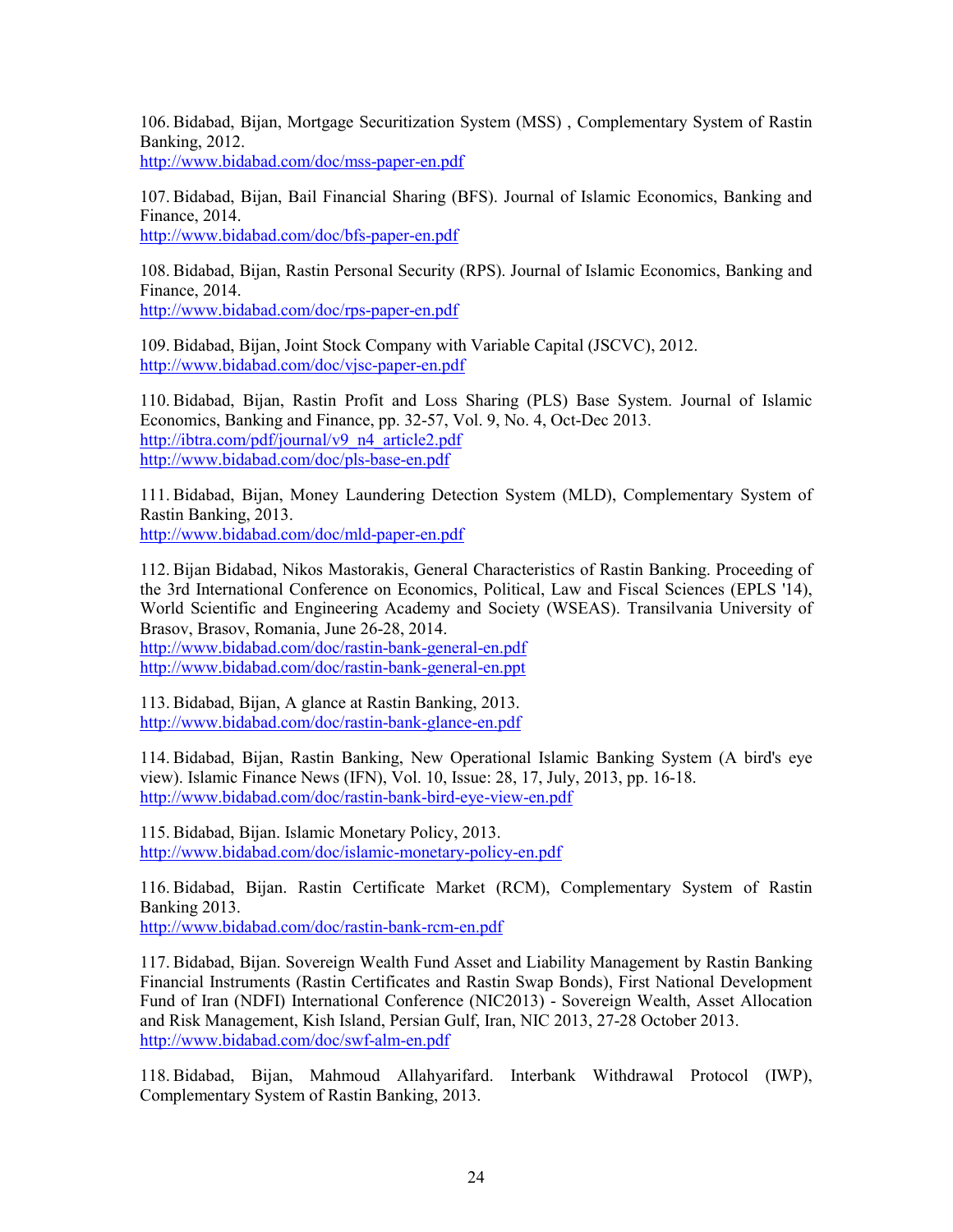106. Bidabad, Bijan, Mortgage Securitization System (MSS) , Complementary System of Rastin Banking, 2012.
http://www.bidabad.com/doc/mss-paper-en.pdf

107. Bidabad, Bijan, Bail Financial Sharing (BFS). Journal of Islamic Economics, Banking and Finance, 2014.
http://www.bidabad.com/doc/bfs-paper-en.pdf

108. Bidabad, Bijan, Rastin Personal Security (RPS). Journal of Islamic Economics, Banking and Finance, 2014.
http://www.bidabad.com/doc/rps-paper-en.pdf

109. Bidabad, Bijan, Joint Stock Company with Variable Capital (JSCVC), 2012.
http://www.bidabad.com/doc/vjsc-paper-en.pdf

110. Bidabad, Bijan, Rastin Profit and Loss Sharing (PLS) Base System. Journal of Islamic Economics, Banking and Finance, pp. 32-57, Vol. 9, No. 4, Oct-Dec 2013.
http://ibtra.com/pdf/journal/v9_n4_article2.pdf
http://www.bidabad.com/doc/pls-base-en.pdf

111. Bidabad, Bijan, Money Laundering Detection System (MLD), Complementary System of Rastin Banking, 2013.
http://www.bidabad.com/doc/mld-paper-en.pdf

112. Bijan Bidabad, Nikos Mastorakis, General Characteristics of Rastin Banking. Proceeding of the 3rd International Conference on Economics, Political, Law and Fiscal Sciences (EPLS '14), World Scientific and Engineering Academy and Society (WSEAS). Transilvania University of Brasov, Brasov, Romania, June 26-28, 2014.
http://www.bidabad.com/doc/rastin-bank-general-en.pdf
http://www.bidabad.com/doc/rastin-bank-general-en.ppt

113. Bidabad, Bijan, A glance at Rastin Banking, 2013.
http://www.bidabad.com/doc/rastin-bank-glance-en.pdf

114. Bidabad, Bijan, Rastin Banking, New Operational Islamic Banking System (A bird's eye view). Islamic Finance News (IFN), Vol. 10, Issue: 28, 17, July, 2013, pp. 16-18.
http://www.bidabad.com/doc/rastin-bank-bird-eye-view-en.pdf

115. Bidabad, Bijan. Islamic Monetary Policy, 2013.
http://www.bidabad.com/doc/islamic-monetary-policy-en.pdf

116. Bidabad, Bijan. Rastin Certificate Market (RCM), Complementary System of Rastin Banking 2013.
http://www.bidabad.com/doc/rastin-bank-rcm-en.pdf

117. Bidabad, Bijan. Sovereign Wealth Fund Asset and Liability Management by Rastin Banking Financial Instruments (Rastin Certificates and Rastin Swap Bonds), First National Development Fund of Iran (NDFI) International Conference (NIC2013) - Sovereign Wealth, Asset Allocation and Risk Management, Kish Island, Persian Gulf, Iran, NIC 2013, 27-28 October 2013.
http://www.bidabad.com/doc/swf-alm-en.pdf

118. Bidabad, Bijan, Mahmoud Allahyarifard. Interbank Withdrawal Protocol (IWP), Complementary System of Rastin Banking, 2013.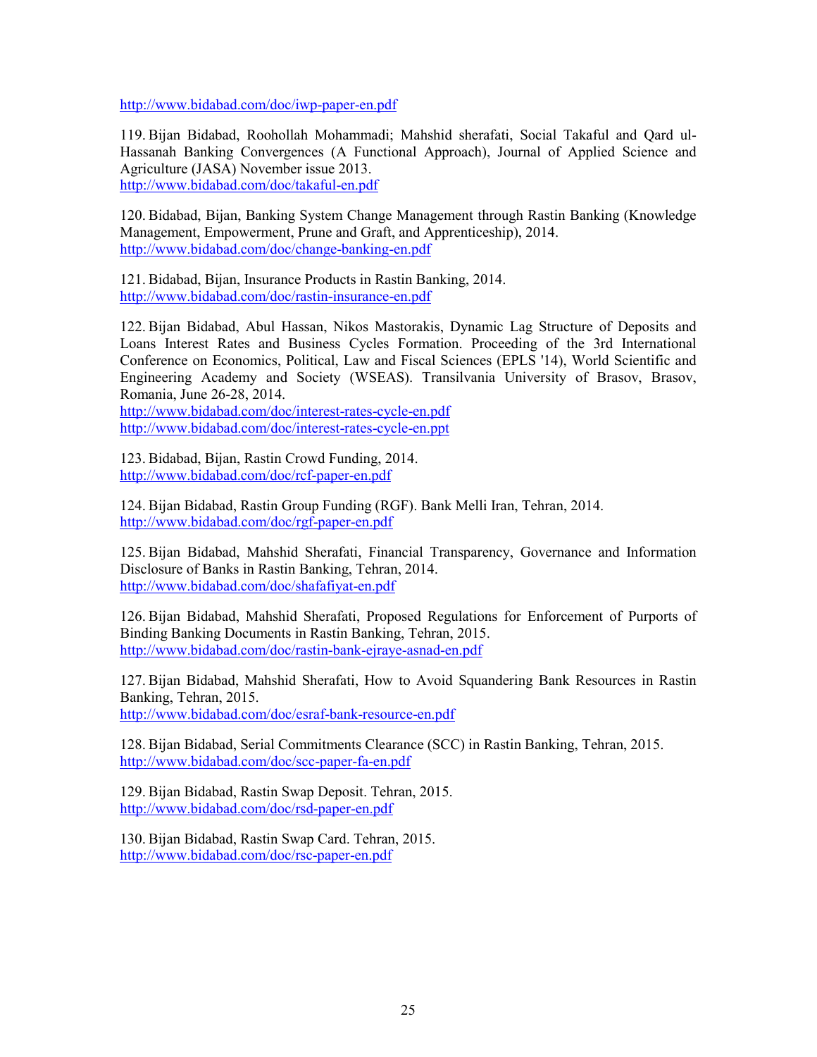http://www.bidabad.com/doc/iwp-paper-en.pdf

119. Bijan Bidabad, Roohollah Mohammadi; Mahshid sherafati, Social Takaful and Qard ul-Hassanah Banking Convergences (A Functional Approach), Journal of Applied Science and Agriculture (JASA) November issue 2013.
http://www.bidabad.com/doc/takaful-en.pdf

120. Bidabad, Bijan, Banking System Change Management through Rastin Banking (Knowledge Management, Empowerment, Prune and Graft, and Apprenticeship), 2014.
http://www.bidabad.com/doc/change-banking-en.pdf

121. Bidabad, Bijan, Insurance Products in Rastin Banking, 2014.
http://www.bidabad.com/doc/rastin-insurance-en.pdf

122. Bijan Bidabad, Abul Hassan, Nikos Mastorakis, Dynamic Lag Structure of Deposits and Loans Interest Rates and Business Cycles Formation. Proceeding of the 3rd International Conference on Economics, Political, Law and Fiscal Sciences (EPLS '14), World Scientific and Engineering Academy and Society (WSEAS). Transilvania University of Brasov, Brasov, Romania, June 26-28, 2014.
http://www.bidabad.com/doc/interest-rates-cycle-en.pdf
http://www.bidabad.com/doc/interest-rates-cycle-en.ppt

123. Bidabad, Bijan, Rastin Crowd Funding, 2014.
http://www.bidabad.com/doc/rcf-paper-en.pdf

124. Bijan Bidabad, Rastin Group Funding (RGF). Bank Melli Iran, Tehran, 2014.
http://www.bidabad.com/doc/rgf-paper-en.pdf

125. Bijan Bidabad, Mahshid Sherafati, Financial Transparency, Governance and Information Disclosure of Banks in Rastin Banking, Tehran, 2014.
http://www.bidabad.com/doc/shafafiyat-en.pdf

126. Bijan Bidabad, Mahshid Sherafati, Proposed Regulations for Enforcement of Purports of Binding Banking Documents in Rastin Banking, Tehran, 2015.
http://www.bidabad.com/doc/rastin-bank-ejraye-asnad-en.pdf

127. Bijan Bidabad, Mahshid Sherafati, How to Avoid Squandering Bank Resources in Rastin Banking, Tehran, 2015.
http://www.bidabad.com/doc/esraf-bank-resource-en.pdf

128. Bijan Bidabad, Serial Commitments Clearance (SCC) in Rastin Banking, Tehran, 2015.
http://www.bidabad.com/doc/scc-paper-fa-en.pdf

129. Bijan Bidabad, Rastin Swap Deposit. Tehran, 2015.
http://www.bidabad.com/doc/rsd-paper-en.pdf

130. Bijan Bidabad, Rastin Swap Card. Tehran, 2015.
http://www.bidabad.com/doc/rsc-paper-en.pdf